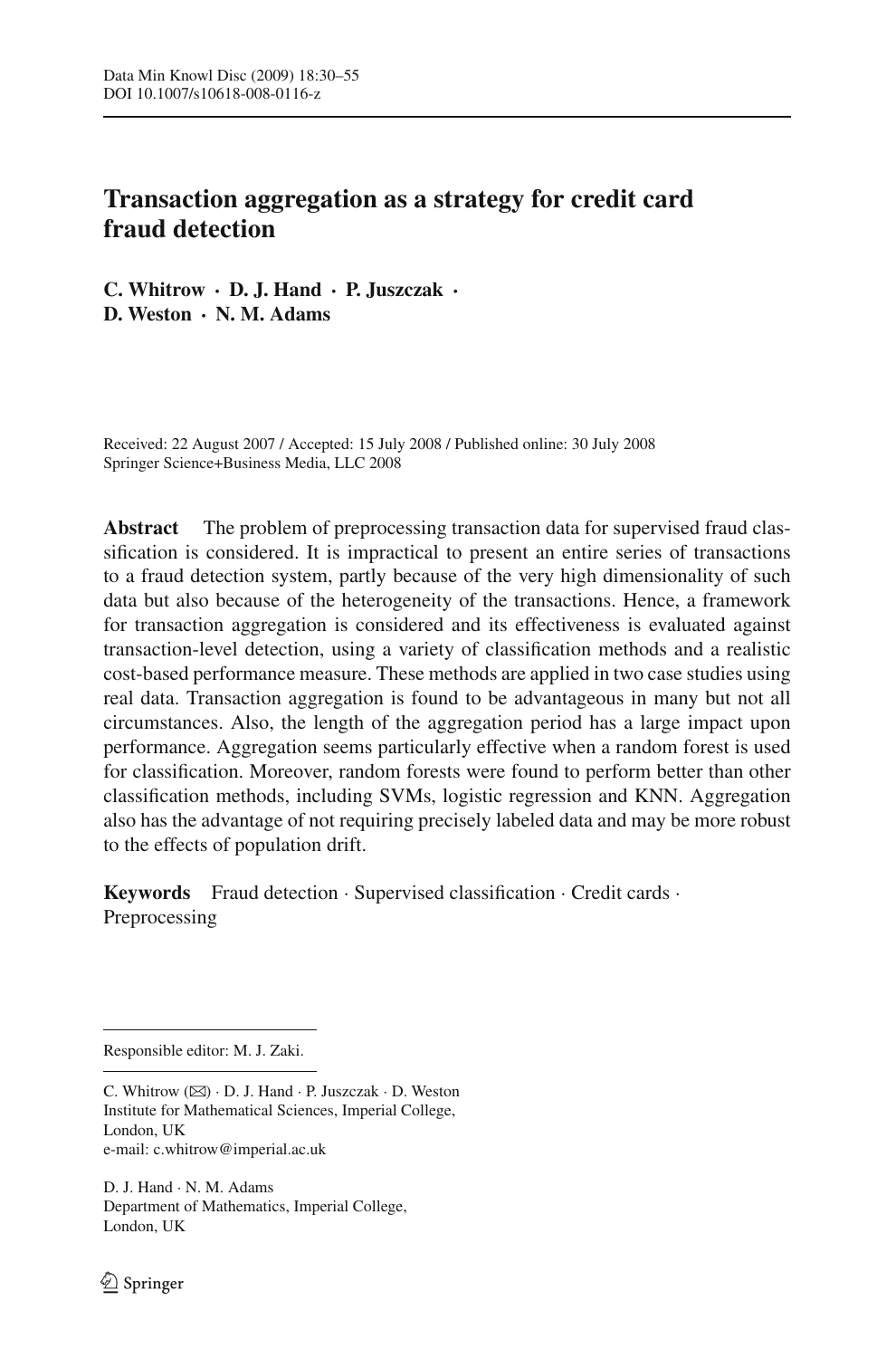# Transaction aggregation as a strategy for credit card fraud detection

**C. Whitrow · D. J. Hand · P. Juszczak · D. Weston · N. M. Adams**

Received: 22 August 2007 / Accepted: 15 July 2008 / Published online: 30 July 2008
Springer Science+Business Media, LLC 2008

**Abstract** The problem of preprocessing transaction data for supervised fraud classification is considered. It is impractical to present an entire series of transactions to a fraud detection system, partly because of the very high dimensionality of such data but also because of the heterogeneity of the transactions. Hence, a framework for transaction aggregation is considered and its effectiveness is evaluated against transaction-level detection, using a variety of classification methods and a realistic cost-based performance measure. These methods are applied in two case studies using real data. Transaction aggregation is found to be advantageous in many but not all circumstances. Also, the length of the aggregation period has a large impact upon performance. Aggregation seems particularly effective when a random forest is used for classification. Moreover, random forests were found to perform better than other classification methods, including SVMs, logistic regression and KNN. Aggregation also has the advantage of not requiring precisely labeled data and may be more robust to the effects of population drift.

**Keywords** Fraud detection · Supervised classification · Credit cards · Preprocessing

---

Responsible editor: M. J. Zaki.

C. Whitrow (✉) · D. J. Hand · P. Juszczak · D. Weston
Institute for Mathematical Sciences, Imperial College,
London, UK
e-mail: c.whitrow@imperial.ac.uk

D. J. Hand · N. M. Adams
Department of Mathematics, Imperial College,
London, UK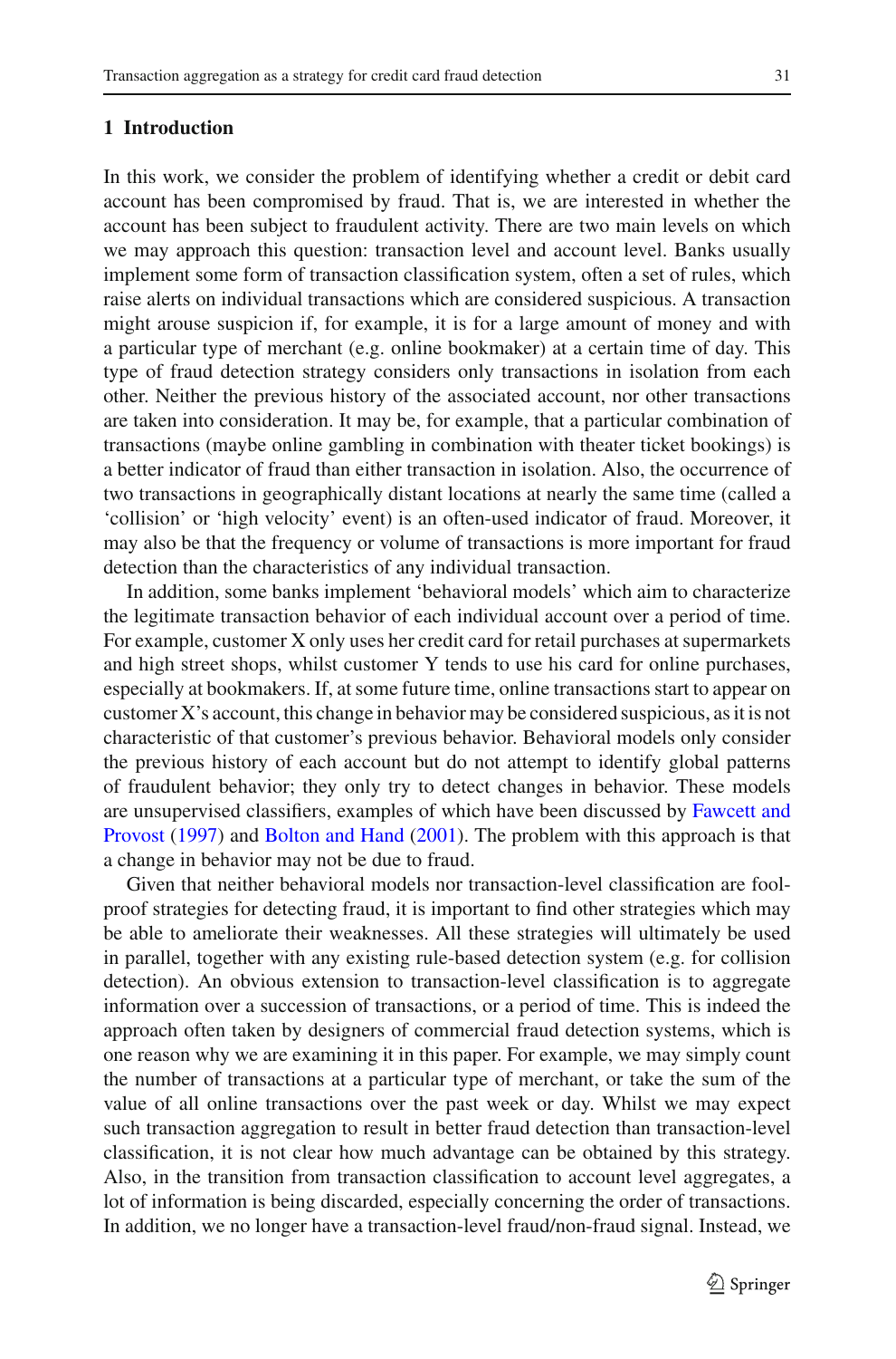## 1 Introduction

In this work, we consider the problem of identifying whether a credit or debit card account has been compromised by fraud. That is, we are interested in whether the account has been subject to fraudulent activity. There are two main levels on which we may approach this question: transaction level and account level. Banks usually implement some form of transaction classification system, often a set of rules, which raise alerts on individual transactions which are considered suspicious. A transaction might arouse suspicion if, for example, it is for a large amount of money and with a particular type of merchant (e.g. online bookmaker) at a certain time of day. This type of fraud detection strategy considers only transactions in isolation from each other. Neither the previous history of the associated account, nor other transactions are taken into consideration. It may be, for example, that a particular combination of transactions (maybe online gambling in combination with theater ticket bookings) is a better indicator of fraud than either transaction in isolation. Also, the occurrence of two transactions in geographically distant locations at nearly the same time (called a 'collision' or 'high velocity' event) is an often-used indicator of fraud. Moreover, it may also be that the frequency or volume of transactions is more important for fraud detection than the characteristics of any individual transaction.

In addition, some banks implement 'behavioral models' which aim to characterize the legitimate transaction behavior of each individual account over a period of time. For example, customer X only uses her credit card for retail purchases at supermarkets and high street shops, whilst customer Y tends to use his card for online purchases, especially at bookmakers. If, at some future time, online transactions start to appear on customer X's account, this change in behavior may be considered suspicious, as it is not characteristic of that customer's previous behavior. Behavioral models only consider the previous history of each account but do not attempt to identify global patterns of fraudulent behavior; they only try to detect changes in behavior. These models are unsupervised classifiers, examples of which have been discussed by Fawcett and Provost (1997) and Bolton and Hand (2001). The problem with this approach is that a change in behavior may not be due to fraud.

Given that neither behavioral models nor transaction-level classification are foolproof strategies for detecting fraud, it is important to find other strategies which may be able to ameliorate their weaknesses. All these strategies will ultimately be used in parallel, together with any existing rule-based detection system (e.g. for collision detection). An obvious extension to transaction-level classification is to aggregate information over a succession of transactions, or a period of time. This is indeed the approach often taken by designers of commercial fraud detection systems, which is one reason why we are examining it in this paper. For example, we may simply count the number of transactions at a particular type of merchant, or take the sum of the value of all online transactions over the past week or day. Whilst we may expect such transaction aggregation to result in better fraud detection than transaction-level classification, it is not clear how much advantage can be obtained by this strategy. Also, in the transition from transaction classification to account level aggregates, a lot of information is being discarded, especially concerning the order of transactions. In addition, we no longer have a transaction-level fraud/non-fraud signal. Instead, we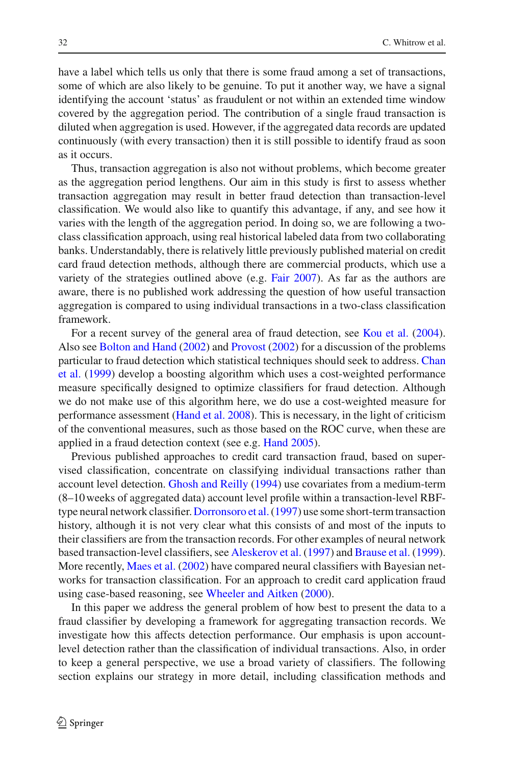have a label which tells us only that there is some fraud among a set of transactions, some of which are also likely to be genuine. To put it another way, we have a signal identifying the account 'status' as fraudulent or not within an extended time window covered by the aggregation period. The contribution of a single fraud transaction is diluted when aggregation is used. However, if the aggregated data records are updated continuously (with every transaction) then it is still possible to identify fraud as soon as it occurs.

Thus, transaction aggregation is also not without problems, which become greater as the aggregation period lengthens. Our aim in this study is first to assess whether transaction aggregation may result in better fraud detection than transaction-level classification. We would also like to quantify this advantage, if any, and see how it varies with the length of the aggregation period. In doing so, we are following a two-class classification approach, using real historical labeled data from two collaborating banks. Understandably, there is relatively little previously published material on credit card fraud detection methods, although there are commercial products, which use a variety of the strategies outlined above (e.g. Fair 2007). As far as the authors are aware, there is no published work addressing the question of how useful transaction aggregation is compared to using individual transactions in a two-class classification framework.

For a recent survey of the general area of fraud detection, see Kou et al. (2004). Also see Bolton and Hand (2002) and Provost (2002) for a discussion of the problems particular to fraud detection which statistical techniques should seek to address. Chan et al. (1999) develop a boosting algorithm which uses a cost-weighted performance measure specifically designed to optimize classifiers for fraud detection. Although we do not make use of this algorithm here, we do use a cost-weighted measure for performance assessment (Hand et al. 2008). This is necessary, in the light of criticism of the conventional measures, such as those based on the ROC curve, when these are applied in a fraud detection context (see e.g. Hand 2005).

Previous published approaches to credit card transaction fraud, based on supervised classification, concentrate on classifying individual transactions rather than account level detection. Ghosh and Reilly (1994) use covariates from a medium-term (8–10 weeks of aggregated data) account level profile within a transaction-level RBF-type neural network classifier. Dorronsoro et al. (1997) use some short-term transaction history, although it is not very clear what this consists of and most of the inputs to their classifiers are from the transaction records. For other examples of neural network based transaction-level classifiers, see Aleskerov et al. (1997) and Brause et al. (1999). More recently, Maes et al. (2002) have compared neural classifiers with Bayesian networks for transaction classification. For an approach to credit card application fraud using case-based reasoning, see Wheeler and Aitken (2000).

In this paper we address the general problem of how best to present the data to a fraud classifier by developing a framework for aggregating transaction records. We investigate how this affects detection performance. Our emphasis is upon account-level detection rather than the classification of individual transactions. Also, in order to keep a general perspective, we use a broad variety of classifiers. The following section explains our strategy in more detail, including classification methods and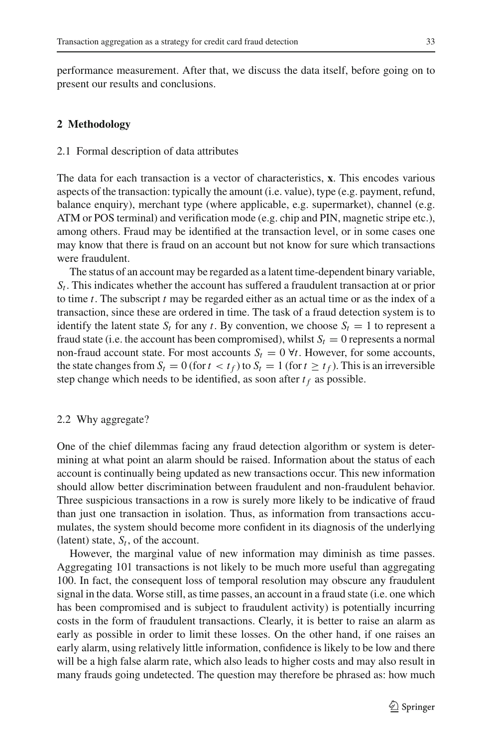performance measurement. After that, we discuss the data itself, before going on to present our results and conclusions.

## 2 Methodology

### 2.1 Formal description of data attributes

The data for each transaction is a vector of characteristics, $\mathbf{x}$. This encodes various aspects of the transaction: typically the amount (i.e. value), type (e.g. payment, refund, balance enquiry), merchant type (where applicable, e.g. supermarket), channel (e.g. ATM or POS terminal) and verification mode (e.g. chip and PIN, magnetic stripe etc.), among others. Fraud may be identified at the transaction level, or in some cases one may know that there is fraud on an account but not know for sure which transactions were fraudulent.

The status of an account may be regarded as a latent time-dependent binary variable, $S_t$. This indicates whether the account has suffered a fraudulent transaction at or prior to time $t$. The subscript $t$ may be regarded either as an actual time or as the index of a transaction, since these are ordered in time. The task of a fraud detection system is to identify the latent state $S_t$ for any $t$. By convention, we choose $S_t = 1$ to represent a fraud state (i.e. the account has been compromised), whilst $S_t = 0$ represents a normal non-fraud account state. For most accounts $S_t = 0 \; \forall t$. However, for some accounts, the state changes from $S_t = 0$ (for $t < t_f$) to $S_t = 1$ (for $t \geq t_f$). This is an irreversible step change which needs to be identified, as soon after $t_f$ as possible.

### 2.2 Why aggregate?

One of the chief dilemmas facing any fraud detection algorithm or system is determining at what point an alarm should be raised. Information about the status of each account is continually being updated as new transactions occur. This new information should allow better discrimination between fraudulent and non-fraudulent behavior. Three suspicious transactions in a row is surely more likely to be indicative of fraud than just one transaction in isolation. Thus, as information from transactions accumulates, the system should become more confident in its diagnosis of the underlying (latent) state, $S_t$, of the account.

However, the marginal value of new information may diminish as time passes. Aggregating 101 transactions is not likely to be much more useful than aggregating 100. In fact, the consequent loss of temporal resolution may obscure any fraudulent signal in the data. Worse still, as time passes, an account in a fraud state (i.e. one which has been compromised and is subject to fraudulent activity) is potentially incurring costs in the form of fraudulent transactions. Clearly, it is better to raise an alarm as early as possible in order to limit these losses. On the other hand, if one raises an early alarm, using relatively little information, confidence is likely to be low and there will be a high false alarm rate, which also leads to higher costs and may also result in many frauds going undetected. The question may therefore be phrased as: how much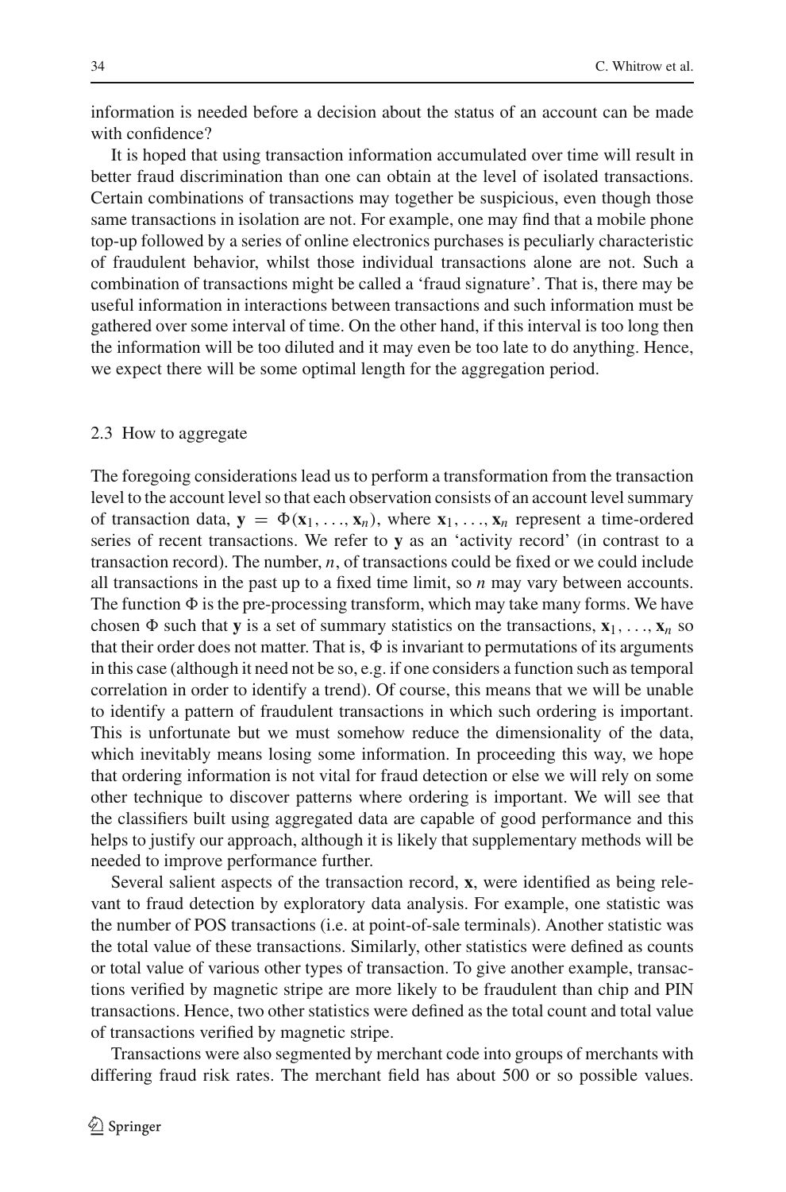information is needed before a decision about the status of an account can be made with confidence?

It is hoped that using transaction information accumulated over time will result in better fraud discrimination than one can obtain at the level of isolated transactions. Certain combinations of transactions may together be suspicious, even though those same transactions in isolation are not. For example, one may find that a mobile phone top-up followed by a series of online electronics purchases is peculiarly characteristic of fraudulent behavior, whilst those individual transactions alone are not. Such a combination of transactions might be called a 'fraud signature'. That is, there may be useful information in interactions between transactions and such information must be gathered over some interval of time. On the other hand, if this interval is too long then the information will be too diluted and it may even be too late to do anything. Hence, we expect there will be some optimal length for the aggregation period.

### 2.3 How to aggregate

The foregoing considerations lead us to perform a transformation from the transaction level to the account level so that each observation consists of an account level summary of transaction data, $\mathbf{y} = \Phi(\mathbf{x}_1, \ldots, \mathbf{x}_n)$, where $\mathbf{x}_1, \ldots, \mathbf{x}_n$ represent a time-ordered series of recent transactions. We refer to $\mathbf{y}$ as an 'activity record' (in contrast to a transaction record). The number, $n$, of transactions could be fixed or we could include all transactions in the past up to a fixed time limit, so $n$ may vary between accounts. The function $\Phi$ is the pre-processing transform, which may take many forms. We have chosen $\Phi$ such that $\mathbf{y}$ is a set of summary statistics on the transactions, $\mathbf{x}_1, \ldots, \mathbf{x}_n$ so that their order does not matter. That is, $\Phi$ is invariant to permutations of its arguments in this case (although it need not be so, e.g. if one considers a function such as temporal correlation in order to identify a trend). Of course, this means that we will be unable to identify a pattern of fraudulent transactions in which such ordering is important. This is unfortunate but we must somehow reduce the dimensionality of the data, which inevitably means losing some information. In proceeding this way, we hope that ordering information is not vital for fraud detection or else we will rely on some other technique to discover patterns where ordering is important. We will see that the classifiers built using aggregated data are capable of good performance and this helps to justify our approach, although it is likely that supplementary methods will be needed to improve performance further.

Several salient aspects of the transaction record, $\mathbf{x}$, were identified as being relevant to fraud detection by exploratory data analysis. For example, one statistic was the number of POS transactions (i.e. at point-of-sale terminals). Another statistic was the total value of these transactions. Similarly, other statistics were defined as counts or total value of various other types of transaction. To give another example, transactions verified by magnetic stripe are more likely to be fraudulent than chip and PIN transactions. Hence, two other statistics were defined as the total count and total value of transactions verified by magnetic stripe.

Transactions were also segmented by merchant code into groups of merchants with differing fraud risk rates. The merchant field has about 500 or so possible values.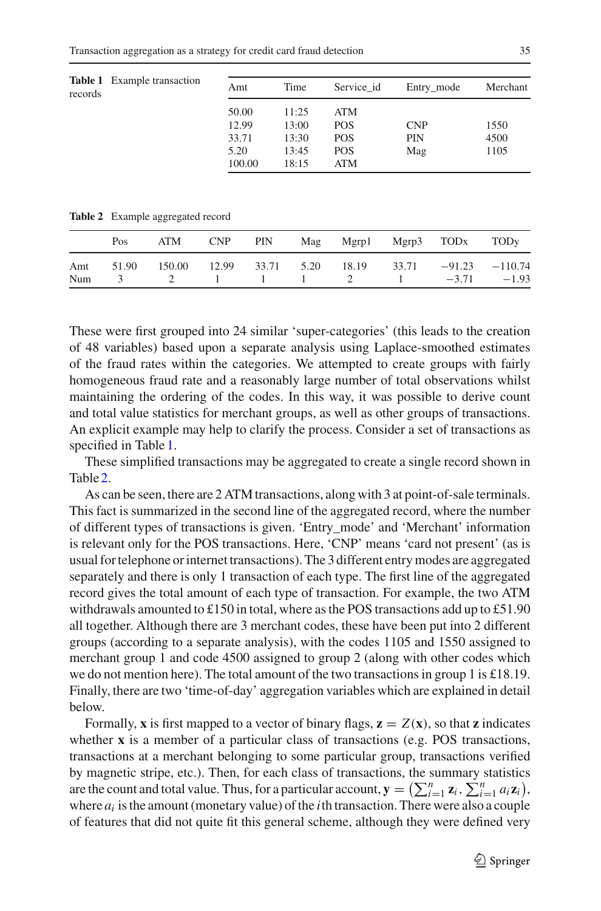**Table 1** Example transaction records

| Amt | Time | Service_id | Entry_mode | Merchant |
|---|---|---|---|---|
| 50.00 | 11:25 | ATM | | |
| 12.99 | 13:00 | POS | CNP | 1550 |
| 33.71 | 13:30 | POS | PIN | 4500 |
| 5.20 | 13:45 | POS | Mag | 1105 |
| 100.00 | 18:15 | ATM | | |

**Table 2** Example aggregated record

| | Pos | ATM | CNP | PIN | Mag | Mgrp1 | Mgrp3 | TODx | TODy |
|---|---|---|---|---|---|---|---|---|---|
| Amt | 51.90 | 150.00 | 12.99 | 33.71 | 5.20 | 18.19 | 33.71 | −91.23 | −110.74 |
| Num | 3 | 2 | 1 | 1 | 1 | 2 | 1 | −3.71 | −1.93 |

These were first grouped into 24 similar 'super-categories' (this leads to the creation of 48 variables) based upon a separate analysis using Laplace-smoothed estimates of the fraud rates within the categories. We attempted to create groups with fairly homogeneous fraud rate and a reasonably large number of total observations whilst maintaining the ordering of the codes. In this way, it was possible to derive count and total value statistics for merchant groups, as well as other groups of transactions. An explicit example may help to clarify the process. Consider a set of transactions as specified in Table 1.

These simplified transactions may be aggregated to create a single record shown in Table 2.

As can be seen, there are 2 ATM transactions, along with 3 at point-of-sale terminals. This fact is summarized in the second line of the aggregated record, where the number of different types of transactions is given. 'Entry_mode' and 'Merchant' information is relevant only for the POS transactions. Here, 'CNP' means 'card not present' (as is usual for telephone or internet transactions). The 3 different entry modes are aggregated separately and there is only 1 transaction of each type. The first line of the aggregated record gives the total amount of each type of transaction. For example, the two ATM withdrawals amounted to £150 in total, where as the POS transactions add up to £51.90 all together. Although there are 3 merchant codes, these have been put into 2 different groups (according to a separate analysis), with the codes 1105 and 1550 assigned to merchant group 1 and code 4500 assigned to group 2 (along with other codes which we do not mention here). The total amount of the two transactions in group 1 is £18.19. Finally, there are two 'time-of-day' aggregation variables which are explained in detail below.

Formally, $\mathbf{x}$ is first mapped to a vector of binary flags, $\mathbf{z} = Z(\mathbf{x})$, so that $\mathbf{z}$ indicates whether $\mathbf{x}$ is a member of a particular class of transactions (e.g. POS transactions, transactions at a merchant belonging to some particular group, transactions verified by magnetic stripe, etc.). Then, for each class of transactions, the summary statistics are the count and total value. Thus, for a particular account, $\mathbf{y} = \left(\sum_{i=1}^{n} \mathbf{z}_i, \sum_{i=1}^{n} a_i \mathbf{z}_i\right)$, where $a_i$ is the amount (monetary value) of the $i$th transaction. There were also a couple of features that did not quite fit this general scheme, although they were defined very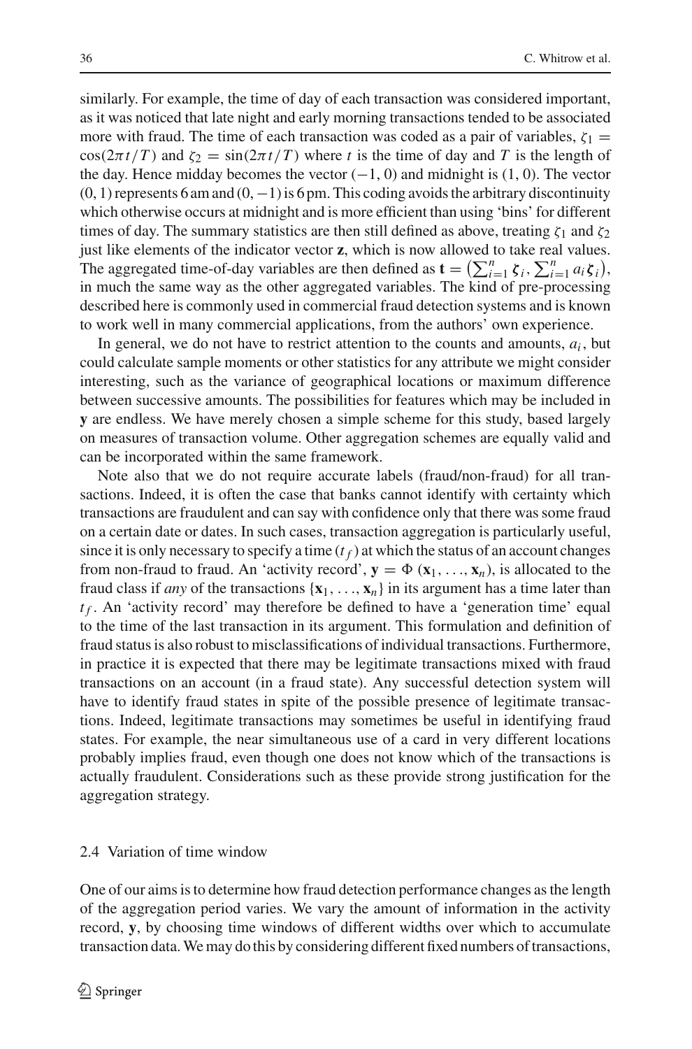similarly. For example, the time of day of each transaction was considered important, as it was noticed that late night and early morning transactions tended to be associated more with fraud. The time of each transaction was coded as a pair of variables, $\zeta_1 = \cos(2\pi t/T)$ and $\zeta_2 = \sin(2\pi t/T)$ where $t$ is the time of day and $T$ is the length of the day. Hence midday becomes the vector $(-1, 0)$ and midnight is $(1, 0)$. The vector $(0, 1)$ represents 6 am and $(0, -1)$ is 6 pm. This coding avoids the arbitrary discontinuity which otherwise occurs at midnight and is more efficient than using 'bins' for different times of day. The summary statistics are then still defined as above, treating $\zeta_1$ and $\zeta_2$ just like elements of the indicator vector $\mathbf{z}$, which is now allowed to take real values. The aggregated time-of-day variables are then defined as $\mathbf{t} = \left(\sum_{i=1}^{n} \boldsymbol{\zeta}_i, \sum_{i=1}^{n} a_i \boldsymbol{\zeta}_i\right)$, in much the same way as the other aggregated variables. The kind of pre-processing described here is commonly used in commercial fraud detection systems and is known to work well in many commercial applications, from the authors' own experience.

In general, we do not have to restrict attention to the counts and amounts, $a_i$, but could calculate sample moments or other statistics for any attribute we might consider interesting, such as the variance of geographical locations or maximum difference between successive amounts. The possibilities for features which may be included in $\mathbf{y}$ are endless. We have merely chosen a simple scheme for this study, based largely on measures of transaction volume. Other aggregation schemes are equally valid and can be incorporated within the same framework.

Note also that we do not require accurate labels (fraud/non-fraud) for all transactions. Indeed, it is often the case that banks cannot identify with certainty which transactions are fraudulent and can say with confidence only that there was some fraud on a certain date or dates. In such cases, transaction aggregation is particularly useful, since it is only necessary to specify a time $(t_f)$ at which the status of an account changes from non-fraud to fraud. An 'activity record', $\mathbf{y} = \Phi(\mathbf{x}_1, \ldots, \mathbf{x}_n)$, is allocated to the fraud class if *any* of the transactions $\{\mathbf{x}_1, \ldots, \mathbf{x}_n\}$ in its argument has a time later than $t_f$. An 'activity record' may therefore be defined to have a 'generation time' equal to the time of the last transaction in its argument. This formulation and definition of fraud status is also robust to misclassifications of individual transactions. Furthermore, in practice it is expected that there may be legitimate transactions mixed with fraud transactions on an account (in a fraud state). Any successful detection system will have to identify fraud states in spite of the possible presence of legitimate transactions. Indeed, legitimate transactions may sometimes be useful in identifying fraud states. For example, the near simultaneous use of a card in very different locations probably implies fraud, even though one does not know which of the transactions is actually fraudulent. Considerations such as these provide strong justification for the aggregation strategy.

### 2.4 Variation of time window

One of our aims is to determine how fraud detection performance changes as the length of the aggregation period varies. We vary the amount of information in the activity record, $\mathbf{y}$, by choosing time windows of different widths over which to accumulate transaction data. We may do this by considering different fixed numbers of transactions,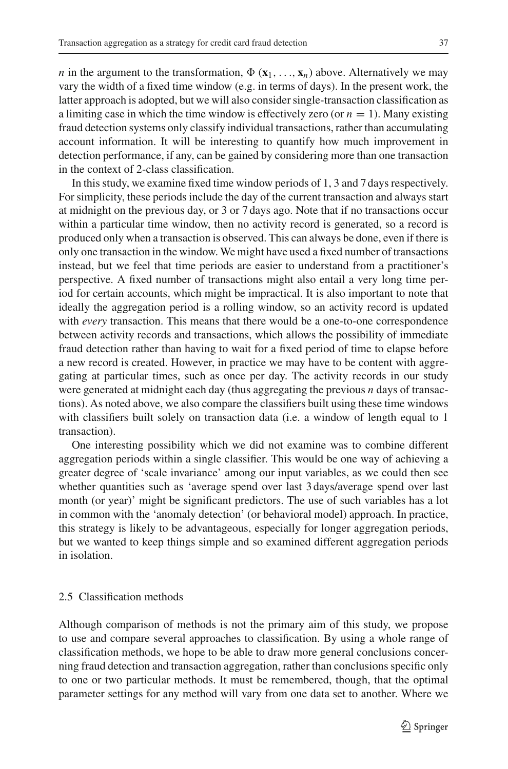$n$ in the argument to the transformation, $\Phi(\mathbf{x}_1, \ldots, \mathbf{x}_n)$ above. Alternatively we may vary the width of a fixed time window (e.g. in terms of days). In the present work, the latter approach is adopted, but we will also consider single-transaction classification as a limiting case in which the time window is effectively zero (or $n = 1$). Many existing fraud detection systems only classify individual transactions, rather than accumulating account information. It will be interesting to quantify how much improvement in detection performance, if any, can be gained by considering more than one transaction in the context of 2-class classification.

In this study, we examine fixed time window periods of 1, 3 and 7 days respectively. For simplicity, these periods include the day of the current transaction and always start at midnight on the previous day, or 3 or 7 days ago. Note that if no transactions occur within a particular time window, then no activity record is generated, so a record is produced only when a transaction is observed. This can always be done, even if there is only one transaction in the window. We might have used a fixed number of transactions instead, but we feel that time periods are easier to understand from a practitioner's perspective. A fixed number of transactions might also entail a very long time period for certain accounts, which might be impractical. It is also important to note that ideally the aggregation period is a rolling window, so an activity record is updated with *every* transaction. This means that there would be a one-to-one correspondence between activity records and transactions, which allows the possibility of immediate fraud detection rather than having to wait for a fixed period of time to elapse before a new record is created. However, in practice we may have to be content with aggregating at particular times, such as once per day. The activity records in our study were generated at midnight each day (thus aggregating the previous $n$ days of transactions). As noted above, we also compare the classifiers built using these time windows with classifiers built solely on transaction data (i.e. a window of length equal to 1 transaction).

One interesting possibility which we did not examine was to combine different aggregation periods within a single classifier. This would be one way of achieving a greater degree of 'scale invariance' among our input variables, as we could then see whether quantities such as 'average spend over last 3 days/average spend over last month (or year)' might be significant predictors. The use of such variables has a lot in common with the 'anomaly detection' (or behavioral model) approach. In practice, this strategy is likely to be advantageous, especially for longer aggregation periods, but we wanted to keep things simple and so examined different aggregation periods in isolation.

### 2.5 Classification methods

Although comparison of methods is not the primary aim of this study, we propose to use and compare several approaches to classification. By using a whole range of classification methods, we hope to be able to draw more general conclusions concerning fraud detection and transaction aggregation, rather than conclusions specific only to one or two particular methods. It must be remembered, though, that the optimal parameter settings for any method will vary from one data set to another. Where we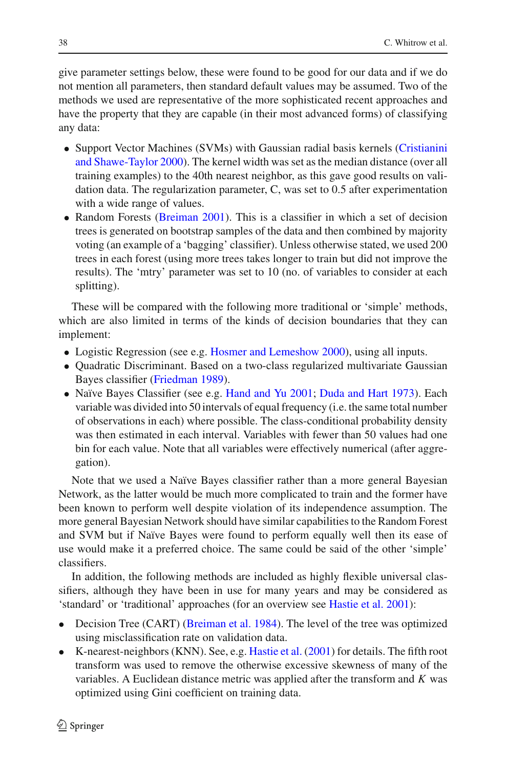give parameter settings below, these were found to be good for our data and if we do not mention all parameters, then standard default values may be assumed. Two of the methods we used are representative of the more sophisticated recent approaches and have the property that they are capable (in their most advanced forms) of classifying any data:

- Support Vector Machines (SVMs) with Gaussian radial basis kernels (Cristianini and Shawe-Taylor 2000). The kernel width was set as the median distance (over all training examples) to the 40th nearest neighbor, as this gave good results on validation data. The regularization parameter, C, was set to 0.5 after experimentation with a wide range of values.
- Random Forests (Breiman 2001). This is a classifier in which a set of decision trees is generated on bootstrap samples of the data and then combined by majority voting (an example of a 'bagging' classifier). Unless otherwise stated, we used 200 trees in each forest (using more trees takes longer to train but did not improve the results). The 'mtry' parameter was set to 10 (no. of variables to consider at each splitting).

These will be compared with the following more traditional or 'simple' methods, which are also limited in terms of the kinds of decision boundaries that they can implement:

- Logistic Regression (see e.g. Hosmer and Lemeshow 2000), using all inputs.
- Quadratic Discriminant. Based on a two-class regularized multivariate Gaussian Bayes classifier (Friedman 1989).
- Naïve Bayes Classifier (see e.g. Hand and Yu 2001; Duda and Hart 1973). Each variable was divided into 50 intervals of equal frequency (i.e. the same total number of observations in each) where possible. The class-conditional probability density was then estimated in each interval. Variables with fewer than 50 values had one bin for each value. Note that all variables were effectively numerical (after aggregation).

Note that we used a Naïve Bayes classifier rather than a more general Bayesian Network, as the latter would be much more complicated to train and the former have been known to perform well despite violation of its independence assumption. The more general Bayesian Network should have similar capabilities to the Random Forest and SVM but if Naïve Bayes were found to perform equally well then its ease of use would make it a preferred choice. The same could be said of the other 'simple' classifiers.

In addition, the following methods are included as highly flexible universal classifiers, although they have been in use for many years and may be considered as 'standard' or 'traditional' approaches (for an overview see Hastie et al. 2001):

- Decision Tree (CART) (Breiman et al. 1984). The level of the tree was optimized using misclassification rate on validation data.
- K-nearest-neighbors (KNN). See, e.g. Hastie et al. (2001) for details. The fifth root transform was used to remove the otherwise excessive skewness of many of the variables. A Euclidean distance metric was applied after the transform and $K$ was optimized using Gini coefficient on training data.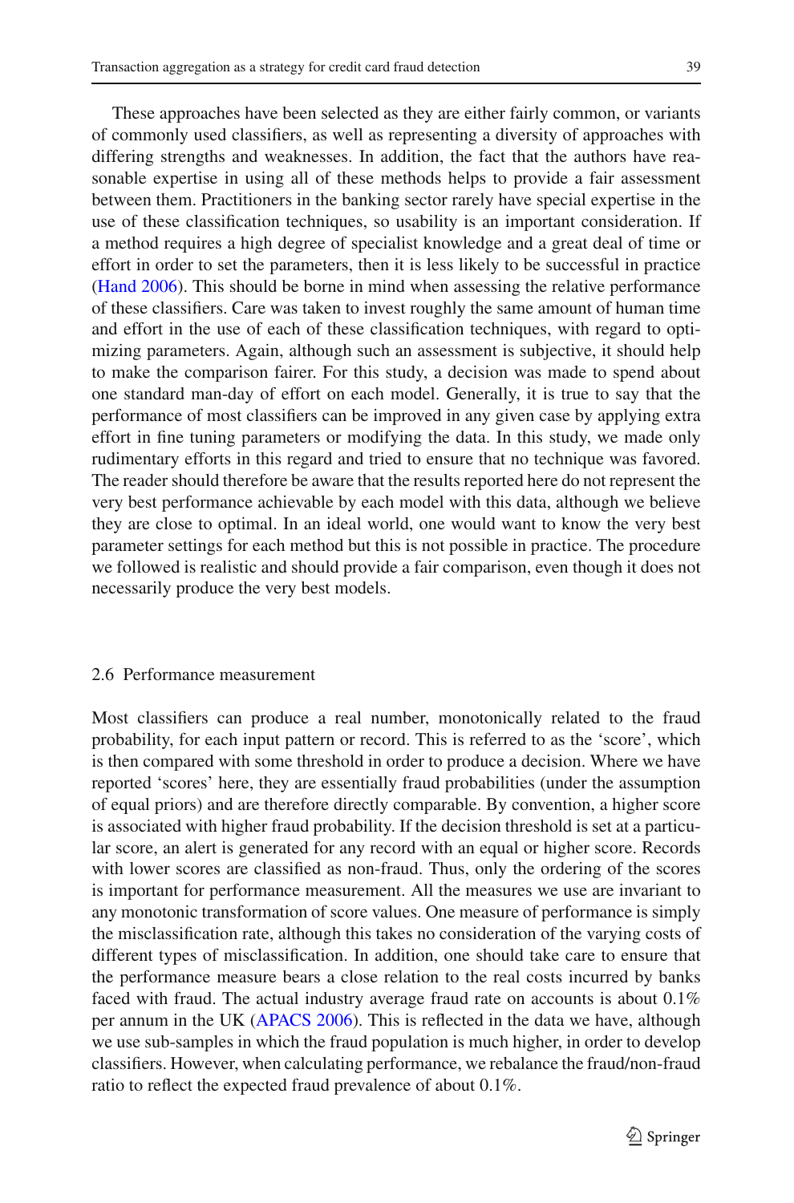These approaches have been selected as they are either fairly common, or variants of commonly used classifiers, as well as representing a diversity of approaches with differing strengths and weaknesses. In addition, the fact that the authors have reasonable expertise in using all of these methods helps to provide a fair assessment between them. Practitioners in the banking sector rarely have special expertise in the use of these classification techniques, so usability is an important consideration. If a method requires a high degree of specialist knowledge and a great deal of time or effort in order to set the parameters, then it is less likely to be successful in practice (Hand 2006). This should be borne in mind when assessing the relative performance of these classifiers. Care was taken to invest roughly the same amount of human time and effort in the use of each of these classification techniques, with regard to optimizing parameters. Again, although such an assessment is subjective, it should help to make the comparison fairer. For this study, a decision was made to spend about one standard man-day of effort on each model. Generally, it is true to say that the performance of most classifiers can be improved in any given case by applying extra effort in fine tuning parameters or modifying the data. In this study, we made only rudimentary efforts in this regard and tried to ensure that no technique was favored. The reader should therefore be aware that the results reported here do not represent the very best performance achievable by each model with this data, although we believe they are close to optimal. In an ideal world, one would want to know the very best parameter settings for each method but this is not possible in practice. The procedure we followed is realistic and should provide a fair comparison, even though it does not necessarily produce the very best models.

### 2.6 Performance measurement

Most classifiers can produce a real number, monotonically related to the fraud probability, for each input pattern or record. This is referred to as the 'score', which is then compared with some threshold in order to produce a decision. Where we have reported 'scores' here, they are essentially fraud probabilities (under the assumption of equal priors) and are therefore directly comparable. By convention, a higher score is associated with higher fraud probability. If the decision threshold is set at a particular score, an alert is generated for any record with an equal or higher score. Records with lower scores are classified as non-fraud. Thus, only the ordering of the scores is important for performance measurement. All the measures we use are invariant to any monotonic transformation of score values. One measure of performance is simply the misclassification rate, although this takes no consideration of the varying costs of different types of misclassification. In addition, one should take care to ensure that the performance measure bears a close relation to the real costs incurred by banks faced with fraud. The actual industry average fraud rate on accounts is about 0.1% per annum in the UK (APACS 2006). This is reflected in the data we have, although we use sub-samples in which the fraud population is much higher, in order to develop classifiers. However, when calculating performance, we rebalance the fraud/non-fraud ratio to reflect the expected fraud prevalence of about 0.1%.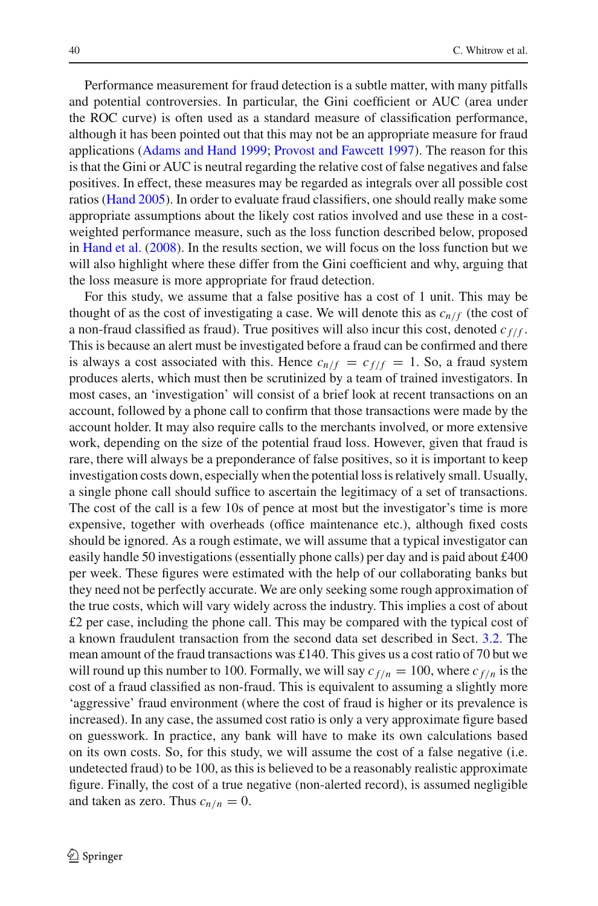Performance measurement for fraud detection is a subtle matter, with many pitfalls and potential controversies. In particular, the Gini coefficient or AUC (area under the ROC curve) is often used as a standard measure of classification performance, although it has been pointed out that this may not be an appropriate measure for fraud applications (Adams and Hand 1999; Provost and Fawcett 1997). The reason for this is that the Gini or AUC is neutral regarding the relative cost of false negatives and false positives. In effect, these measures may be regarded as integrals over all possible cost ratios (Hand 2005). In order to evaluate fraud classifiers, one should really make some appropriate assumptions about the likely cost ratios involved and use these in a cost-weighted performance measure, such as the loss function described below, proposed in Hand et al. (2008). In the results section, we will focus on the loss function but we will also highlight where these differ from the Gini coefficient and why, arguing that the loss measure is more appropriate for fraud detection.

For this study, we assume that a false positive has a cost of 1 unit. This may be thought of as the cost of investigating a case. We will denote this as $c_{n/f}$ (the cost of a non-fraud classified as fraud). True positives will also incur this cost, denoted $c_{f/f}$. This is because an alert must be investigated before a fraud can be confirmed and there is always a cost associated with this. Hence $c_{n/f} = c_{f/f} = 1$. So, a fraud system produces alerts, which must then be scrutinized by a team of trained investigators. In most cases, an 'investigation' will consist of a brief look at recent transactions on an account, followed by a phone call to confirm that those transactions were made by the account holder. It may also require calls to the merchants involved, or more extensive work, depending on the size of the potential fraud loss. However, given that fraud is rare, there will always be a preponderance of false positives, so it is important to keep investigation costs down, especially when the potential loss is relatively small. Usually, a single phone call should suffice to ascertain the legitimacy of a set of transactions. The cost of the call is a few 10s of pence at most but the investigator's time is more expensive, together with overheads (office maintenance etc.), although fixed costs should be ignored. As a rough estimate, we will assume that a typical investigator can easily handle 50 investigations (essentially phone calls) per day and is paid about £400 per week. These figures were estimated with the help of our collaborating banks but they need not be perfectly accurate. We are only seeking some rough approximation of the true costs, which will vary widely across the industry. This implies a cost of about £2 per case, including the phone call. This may be compared with the typical cost of a known fraudulent transaction from the second data set described in Sect. 3.2. The mean amount of the fraud transactions was £140. This gives us a cost ratio of 70 but we will round up this number to 100. Formally, we will say $c_{f/n} = 100$, where $c_{f/n}$ is the cost of a fraud classified as non-fraud. This is equivalent to assuming a slightly more 'aggressive' fraud environment (where the cost of fraud is higher or its prevalence is increased). In any case, the assumed cost ratio is only a very approximate figure based on guesswork. In practice, any bank will have to make its own calculations based on its own costs. So, for this study, we will assume the cost of a false negative (i.e. undetected fraud) to be 100, as this is believed to be a reasonably realistic approximate figure. Finally, the cost of a true negative (non-alerted record), is assumed negligible and taken as zero. Thus $c_{n/n} = 0$.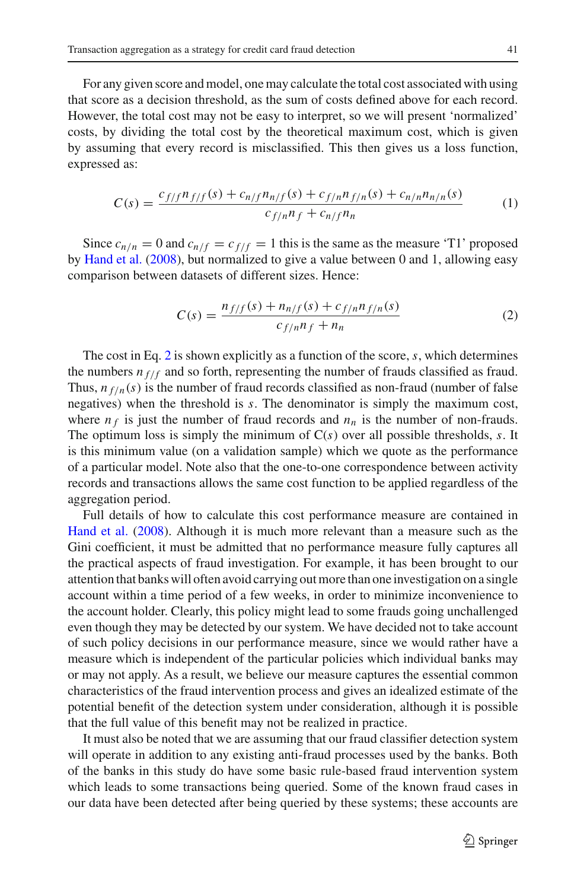For any given score and model, one may calculate the total cost associated with using that score as a decision threshold, as the sum of costs defined above for each record. However, the total cost may not be easy to interpret, so we will present 'normalized' costs, by dividing the total cost by the theoretical maximum cost, which is given by assuming that every record is misclassified. This then gives us a loss function, expressed as:

$$C(s) = \frac{c_{f/f} n_{f/f}(s) + c_{n/f} n_{n/f}(s) + c_{f/n} n_{f/n}(s) + c_{n/n} n_{n/n}(s)}{c_{f/n} n_f + c_{n/f} n_n} \tag{1}$$

Since $c_{n/n} = 0$ and $c_{n/f} = c_{f/f} = 1$ this is the same as the measure 'T1' proposed by Hand et al. (2008), but normalized to give a value between 0 and 1, allowing easy comparison between datasets of different sizes. Hence:

$$C(s) = \frac{n_{f/f}(s) + n_{n/f}(s) + c_{f/n} n_{f/n}(s)}{c_{f/n} n_f + n_n} \tag{2}$$

The cost in Eq. 2 is shown explicitly as a function of the score, $s$, which determines the numbers $n_{f/f}$ and so forth, representing the number of frauds classified as fraud. Thus, $n_{f/n}(s)$ is the number of fraud records classified as non-fraud (number of false negatives) when the threshold is $s$. The denominator is simply the maximum cost, where $n_f$ is just the number of fraud records and $n_n$ is the number of non-frauds. The optimum loss is simply the minimum of C($s$) over all possible thresholds, $s$. It is this minimum value (on a validation sample) which we quote as the performance of a particular model. Note also that the one-to-one correspondence between activity records and transactions allows the same cost function to be applied regardless of the aggregation period.

Full details of how to calculate this cost performance measure are contained in Hand et al. (2008). Although it is much more relevant than a measure such as the Gini coefficient, it must be admitted that no performance measure fully captures all the practical aspects of fraud investigation. For example, it has been brought to our attention that banks will often avoid carrying out more than one investigation on a single account within a time period of a few weeks, in order to minimize inconvenience to the account holder. Clearly, this policy might lead to some frauds going unchallenged even though they may be detected by our system. We have decided not to take account of such policy decisions in our performance measure, since we would rather have a measure which is independent of the particular policies which individual banks may or may not apply. As a result, we believe our measure captures the essential common characteristics of the fraud intervention process and gives an idealized estimate of the potential benefit of the detection system under consideration, although it is possible that the full value of this benefit may not be realized in practice.

It must also be noted that we are assuming that our fraud classifier detection system will operate in addition to any existing anti-fraud processes used by the banks. Both of the banks in this study do have some basic rule-based fraud intervention system which leads to some transactions being queried. Some of the known fraud cases in our data have been detected after being queried by these systems; these accounts are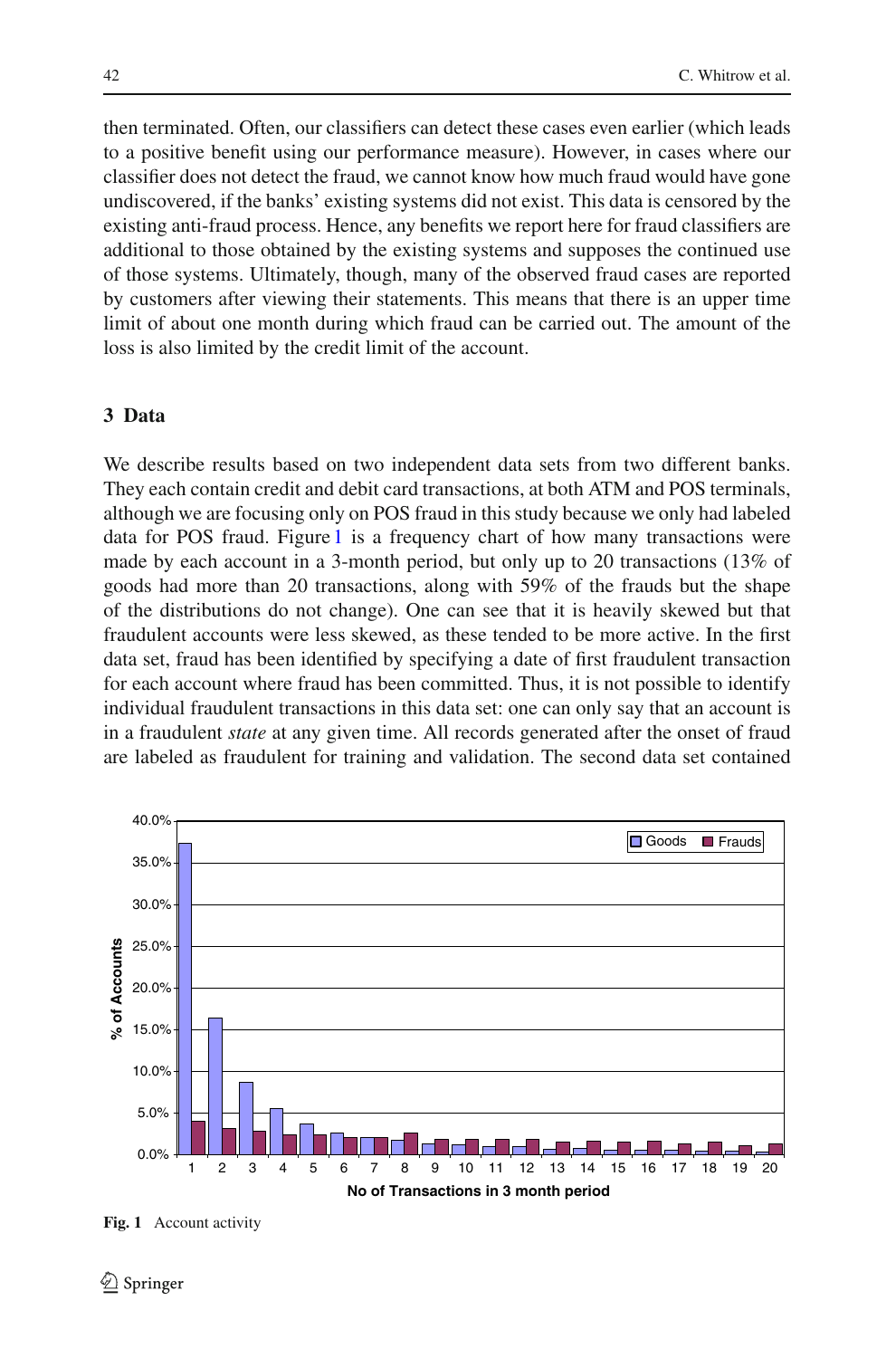then terminated. Often, our classifiers can detect these cases even earlier (which leads to a positive benefit using our performance measure). However, in cases where our classifier does not detect the fraud, we cannot know how much fraud would have gone undiscovered, if the banks' existing systems did not exist. This data is censored by the existing anti-fraud process. Hence, any benefits we report here for fraud classifiers are additional to those obtained by the existing systems and supposes the continued use of those systems. Ultimately, though, many of the observed fraud cases are reported by customers after viewing their statements. This means that there is an upper time limit of about one month during which fraud can be carried out. The amount of the loss is also limited by the credit limit of the account.

## 3 Data

We describe results based on two independent data sets from two different banks. They each contain credit and debit card transactions, at both ATM and POS terminals, although we are focusing only on POS fraud in this study because we only had labeled data for POS fraud. Figure 1 is a frequency chart of how many transactions were made by each account in a 3-month period, but only up to 20 transactions (13% of goods had more than 20 transactions, along with 59% of the frauds but the shape of the distributions do not change). One can see that it is heavily skewed but that fraudulent accounts were less skewed, as these tended to be more active. In the first data set, fraud has been identified by specifying a date of first fraudulent transaction for each account where fraud has been committed. Thus, it is not possible to identify individual fraudulent transactions in this data set: one can only say that an account is in a fraudulent *state* at any given time. All records generated after the onset of fraud are labeled as fraudulent for training and validation. The second data set contained

**Fig. 1** Account activity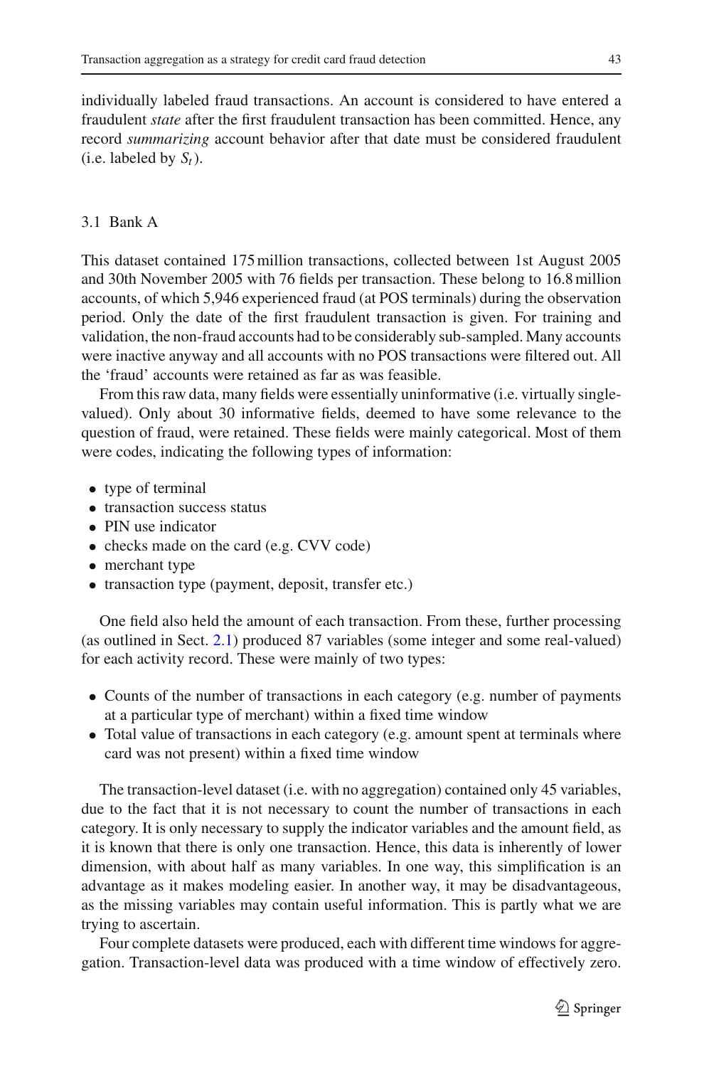individually labeled fraud transactions. An account is considered to have entered a fraudulent *state* after the first fraudulent transaction has been committed. Hence, any record *summarizing* account behavior after that date must be considered fraudulent (i.e. labeled by $S_t$).

### 3.1 Bank A

This dataset contained 175 million transactions, collected between 1st August 2005 and 30th November 2005 with 76 fields per transaction. These belong to 16.8 million accounts, of which 5,946 experienced fraud (at POS terminals) during the observation period. Only the date of the first fraudulent transaction is given. For training and validation, the non-fraud accounts had to be considerably sub-sampled. Many accounts were inactive anyway and all accounts with no POS transactions were filtered out. All the 'fraud' accounts were retained as far as was feasible.

From this raw data, many fields were essentially uninformative (i.e. virtually single-valued). Only about 30 informative fields, deemed to have some relevance to the question of fraud, were retained. These fields were mainly categorical. Most of them were codes, indicating the following types of information:

- type of terminal
- transaction success status
- PIN use indicator
- checks made on the card (e.g. CVV code)
- merchant type
- transaction type (payment, deposit, transfer etc.)

One field also held the amount of each transaction. From these, further processing (as outlined in Sect. 2.1) produced 87 variables (some integer and some real-valued) for each activity record. These were mainly of two types:

- Counts of the number of transactions in each category (e.g. number of payments at a particular type of merchant) within a fixed time window
- Total value of transactions in each category (e.g. amount spent at terminals where card was not present) within a fixed time window

The transaction-level dataset (i.e. with no aggregation) contained only 45 variables, due to the fact that it is not necessary to count the number of transactions in each category. It is only necessary to supply the indicator variables and the amount field, as it is known that there is only one transaction. Hence, this data is inherently of lower dimension, with about half as many variables. In one way, this simplification is an advantage as it makes modeling easier. In another way, it may be disadvantageous, as the missing variables may contain useful information. This is partly what we are trying to ascertain.

Four complete datasets were produced, each with different time windows for aggregation. Transaction-level data was produced with a time window of effectively zero.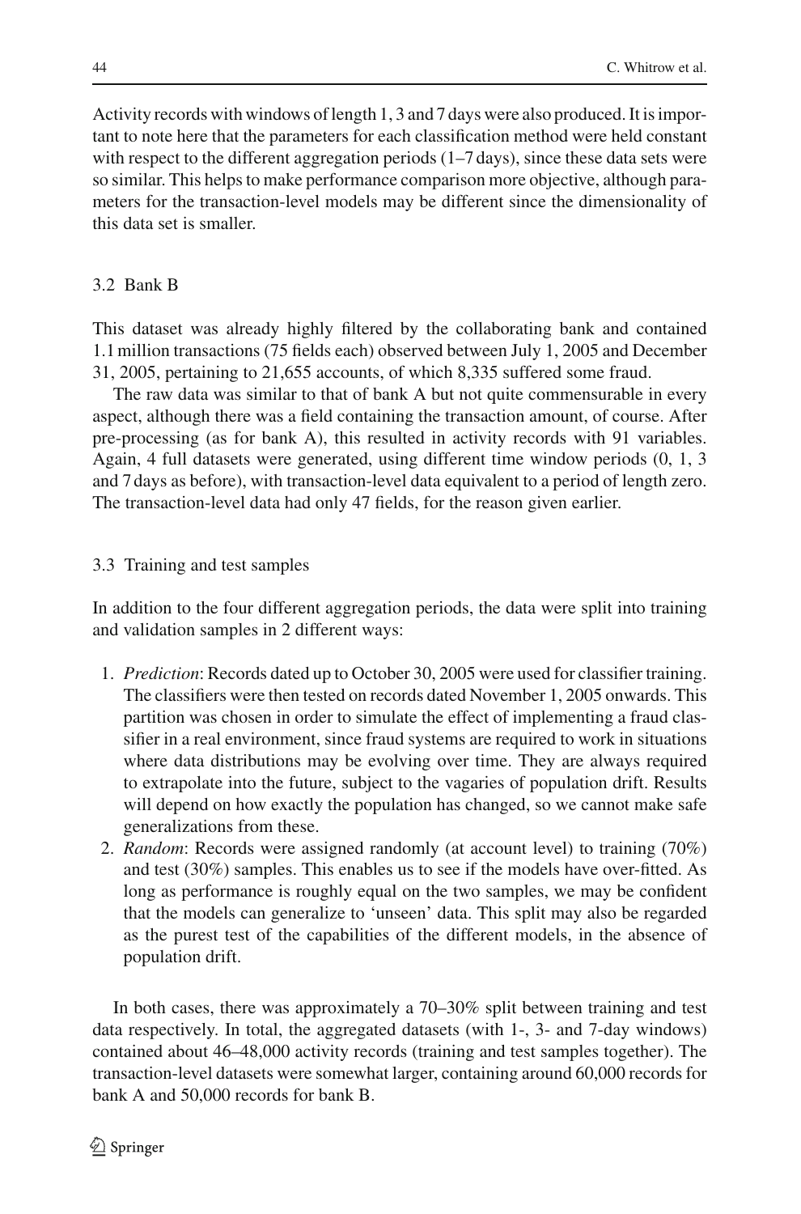Activity records with windows of length 1, 3 and 7 days were also produced. It is important to note here that the parameters for each classification method were held constant with respect to the different aggregation periods (1–7 days), since these data sets were so similar. This helps to make performance comparison more objective, although parameters for the transaction-level models may be different since the dimensionality of this data set is smaller.

### 3.2 Bank B

This dataset was already highly filtered by the collaborating bank and contained 1.1 million transactions (75 fields each) observed between July 1, 2005 and December 31, 2005, pertaining to 21,655 accounts, of which 8,335 suffered some fraud.

The raw data was similar to that of bank A but not quite commensurable in every aspect, although there was a field containing the transaction amount, of course. After pre-processing (as for bank A), this resulted in activity records with 91 variables. Again, 4 full datasets were generated, using different time window periods (0, 1, 3 and 7 days as before), with transaction-level data equivalent to a period of length zero. The transaction-level data had only 47 fields, for the reason given earlier.

### 3.3 Training and test samples

In addition to the four different aggregation periods, the data were split into training and validation samples in 2 different ways:

1. *Prediction*: Records dated up to October 30, 2005 were used for classifier training. The classifiers were then tested on records dated November 1, 2005 onwards. This partition was chosen in order to simulate the effect of implementing a fraud classifier in a real environment, since fraud systems are required to work in situations where data distributions may be evolving over time. They are always required to extrapolate into the future, subject to the vagaries of population drift. Results will depend on how exactly the population has changed, so we cannot make safe generalizations from these.
2. *Random*: Records were assigned randomly (at account level) to training (70%) and test (30%) samples. This enables us to see if the models have over-fitted. As long as performance is roughly equal on the two samples, we may be confident that the models can generalize to 'unseen' data. This split may also be regarded as the purest test of the capabilities of the different models, in the absence of population drift.

In both cases, there was approximately a 70–30% split between training and test data respectively. In total, the aggregated datasets (with 1-, 3- and 7-day windows) contained about 46–48,000 activity records (training and test samples together). The transaction-level datasets were somewhat larger, containing around 60,000 records for bank A and 50,000 records for bank B.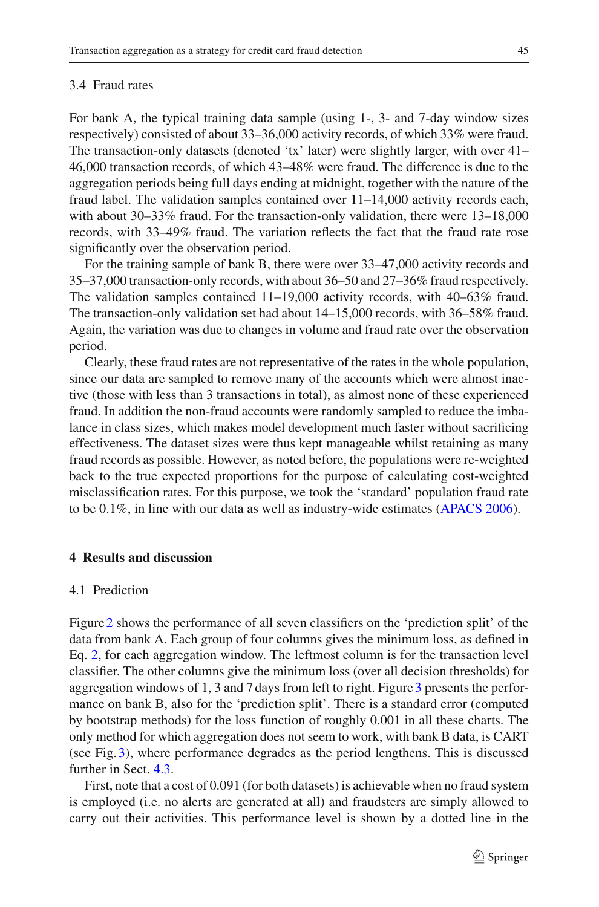### 3.4 Fraud rates

For bank A, the typical training data sample (using 1-, 3- and 7-day window sizes respectively) consisted of about 33–36,000 activity records, of which 33% were fraud. The transaction-only datasets (denoted 'tx' later) were slightly larger, with over 41–46,000 transaction records, of which 43–48% were fraud. The difference is due to the aggregation periods being full days ending at midnight, together with the nature of the fraud label. The validation samples contained over 11–14,000 activity records each, with about 30–33% fraud. For the transaction-only validation, there were 13–18,000 records, with 33–49% fraud. The variation reflects the fact that the fraud rate rose significantly over the observation period.

For the training sample of bank B, there were over 33–47,000 activity records and 35–37,000 transaction-only records, with about 36–50 and 27–36% fraud respectively. The validation samples contained 11–19,000 activity records, with 40–63% fraud. The transaction-only validation set had about 14–15,000 records, with 36–58% fraud. Again, the variation was due to changes in volume and fraud rate over the observation period.

Clearly, these fraud rates are not representative of the rates in the whole population, since our data are sampled to remove many of the accounts which were almost inactive (those with less than 3 transactions in total), as almost none of these experienced fraud. In addition the non-fraud accounts were randomly sampled to reduce the imbalance in class sizes, which makes model development much faster without sacrificing effectiveness. The dataset sizes were thus kept manageable whilst retaining as many fraud records as possible. However, as noted before, the populations were re-weighted back to the true expected proportions for the purpose of calculating cost-weighted misclassification rates. For this purpose, we took the 'standard' population fraud rate to be 0.1%, in line with our data as well as industry-wide estimates (APACS 2006).

## 4 Results and discussion

### 4.1 Prediction

Figure 2 shows the performance of all seven classifiers on the 'prediction split' of the data from bank A. Each group of four columns gives the minimum loss, as defined in Eq. 2, for each aggregation window. The leftmost column is for the transaction level classifier. The other columns give the minimum loss (over all decision thresholds) for aggregation windows of 1, 3 and 7 days from left to right. Figure 3 presents the performance on bank B, also for the 'prediction split'. There is a standard error (computed by bootstrap methods) for the loss function of roughly 0.001 in all these charts. The only method for which aggregation does not seem to work, with bank B data, is CART (see Fig. 3), where performance degrades as the period lengthens. This is discussed further in Sect. 4.3.

First, note that a cost of 0.091 (for both datasets) is achievable when no fraud system is employed (i.e. no alerts are generated at all) and fraudsters are simply allowed to carry out their activities. This performance level is shown by a dotted line in the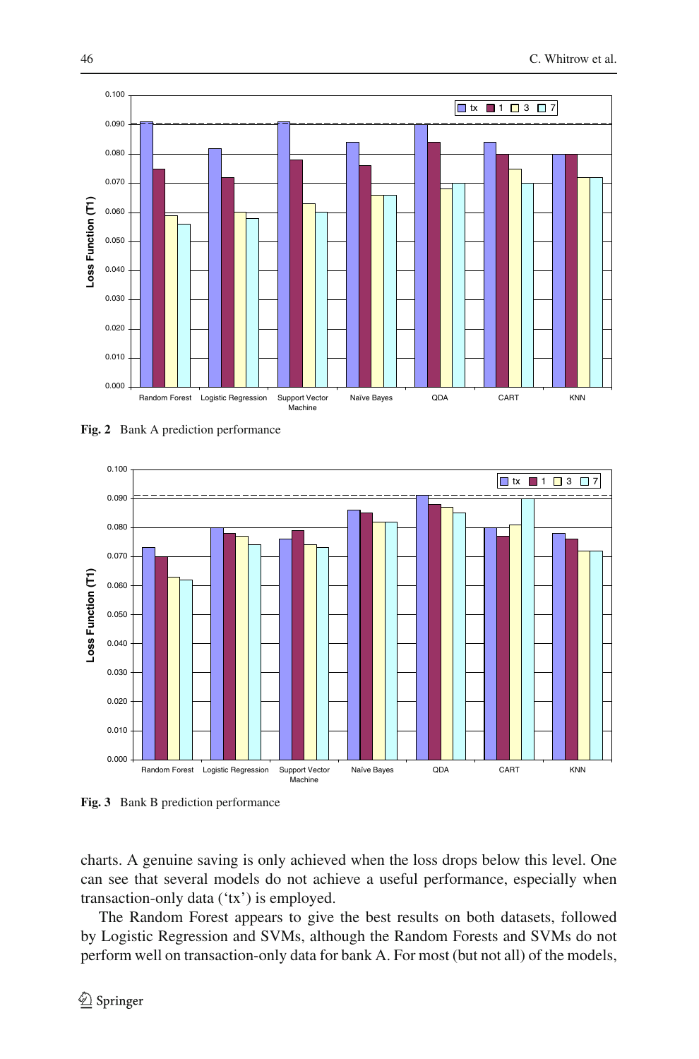Fig. 2 Bank A prediction performance

Fig. 3 Bank B prediction performance

charts. A genuine saving is only achieved when the loss drops below this level. One can see that several models do not achieve a useful performance, especially when transaction-only data ('tx') is employed.

The Random Forest appears to give the best results on both datasets, followed by Logistic Regression and SVMs, although the Random Forests and SVMs do not perform well on transaction-only data for bank A. For most (but not all) of the models,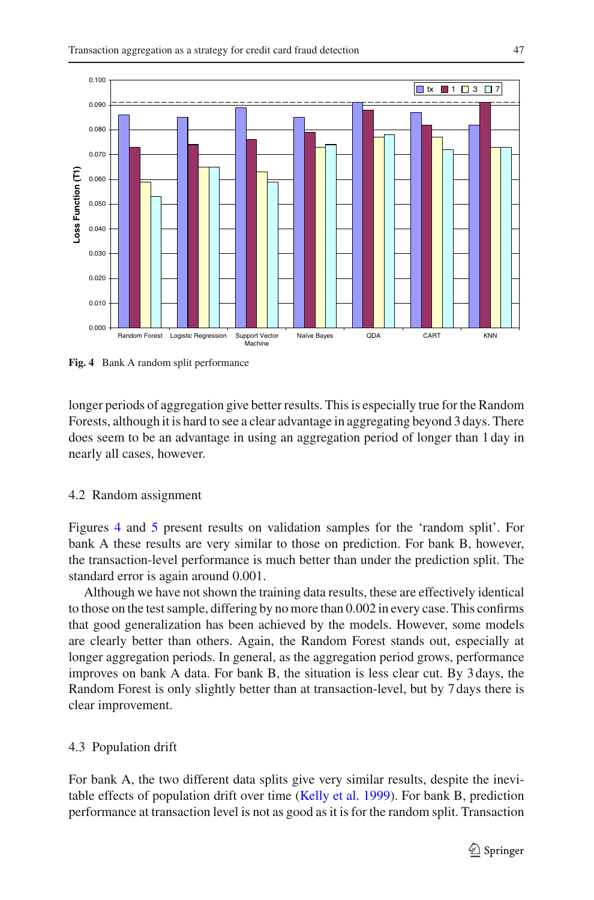Fig. 4 Bank A random split performance

longer periods of aggregation give better results. This is especially true for the Random Forests, although it is hard to see a clear advantage in aggregating beyond 3 days. There does seem to be an advantage in using an aggregation period of longer than 1 day in nearly all cases, however.

### 4.2 Random assignment

Figures 4 and 5 present results on validation samples for the 'random split'. For bank A these results are very similar to those on prediction. For bank B, however, the transaction-level performance is much better than under the prediction split. The standard error is again around 0.001.

Although we have not shown the training data results, these are effectively identical to those on the test sample, differing by no more than 0.002 in every case. This confirms that good generalization has been achieved by the models. However, some models are clearly better than others. Again, the Random Forest stands out, especially at longer aggregation periods. In general, as the aggregation period grows, performance improves on bank A data. For bank B, the situation is less clear cut. By 3 days, the Random Forest is only slightly better than at transaction-level, but by 7 days there is clear improvement.

### 4.3 Population drift

For bank A, the two different data splits give very similar results, despite the inevitable effects of population drift over time (Kelly et al. 1999). For bank B, prediction performance at transaction level is not as good as it is for the random split. Transaction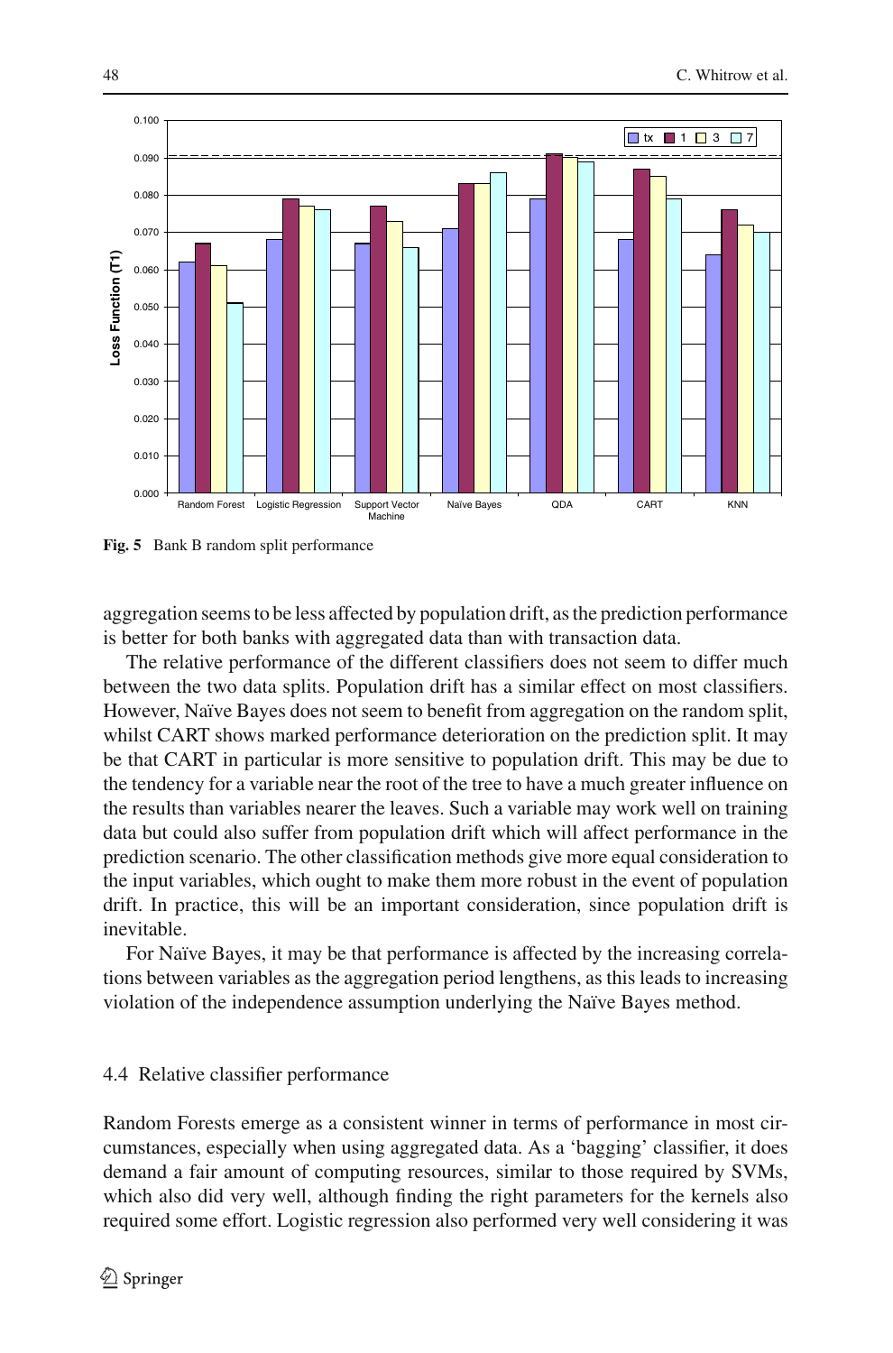Fig. 5 Bank B random split performance

aggregation seems to be less affected by population drift, as the prediction performance is better for both banks with aggregated data than with transaction data.

The relative performance of the different classifiers does not seem to differ much between the two data splits. Population drift has a similar effect on most classifiers. However, Naïve Bayes does not seem to benefit from aggregation on the random split, whilst CART shows marked performance deterioration on the prediction split. It may be that CART in particular is more sensitive to population drift. This may be due to the tendency for a variable near the root of the tree to have a much greater influence on the results than variables nearer the leaves. Such a variable may work well on training data but could also suffer from population drift which will affect performance in the prediction scenario. The other classification methods give more equal consideration to the input variables, which ought to make them more robust in the event of population drift. In practice, this will be an important consideration, since population drift is inevitable.

For Naïve Bayes, it may be that performance is affected by the increasing correlations between variables as the aggregation period lengthens, as this leads to increasing violation of the independence assumption underlying the Naïve Bayes method.

### 4.4 Relative classifier performance

Random Forests emerge as a consistent winner in terms of performance in most circumstances, especially when using aggregated data. As a 'bagging' classifier, it does demand a fair amount of computing resources, similar to those required by SVMs, which also did very well, although finding the right parameters for the kernels also required some effort. Logistic regression also performed very well considering it was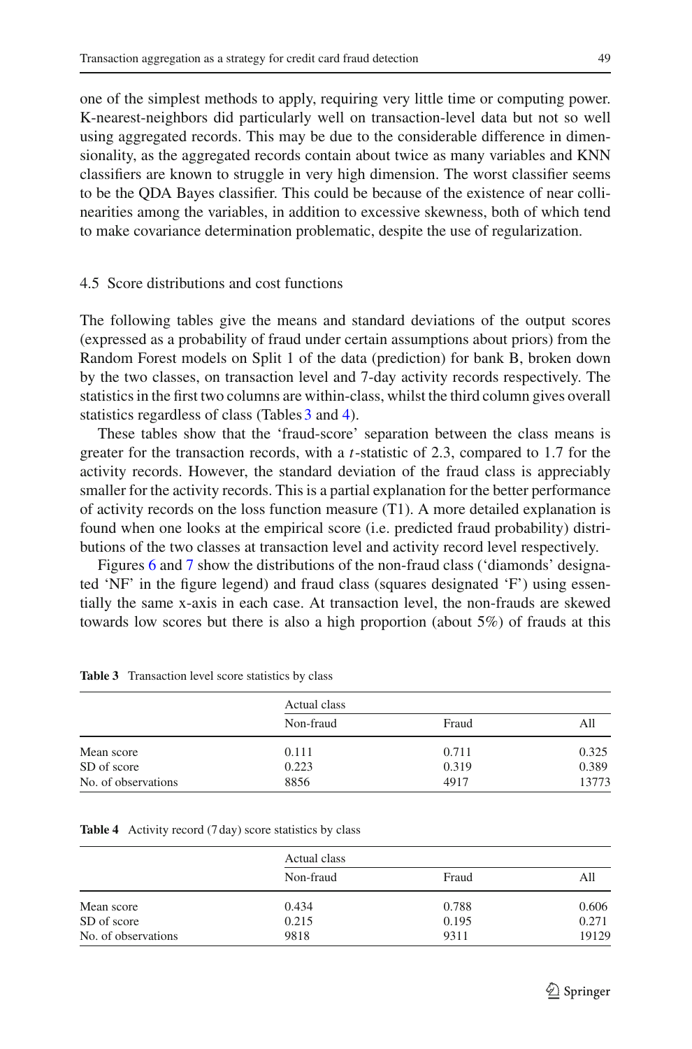one of the simplest methods to apply, requiring very little time or computing power. K-nearest-neighbors did particularly well on transaction-level data but not so well using aggregated records. This may be due to the considerable difference in dimensionality, as the aggregated records contain about twice as many variables and KNN classifiers are known to struggle in very high dimension. The worst classifier seems to be the QDA Bayes classifier. This could be because of the existence of near collinearities among the variables, in addition to excessive skewness, both of which tend to make covariance determination problematic, despite the use of regularization.

### 4.5 Score distributions and cost functions

The following tables give the means and standard deviations of the output scores (expressed as a probability of fraud under certain assumptions about priors) from the Random Forest models on Split 1 of the data (prediction) for bank B, broken down by the two classes, on transaction level and 7-day activity records respectively. The statistics in the first two columns are within-class, whilst the third column gives overall statistics regardless of class (Tables 3 and 4).

These tables show that the 'fraud-score' separation between the class means is greater for the transaction records, with a $t$-statistic of 2.3, compared to 1.7 for the activity records. However, the standard deviation of the fraud class is appreciably smaller for the activity records. This is a partial explanation for the better performance of activity records on the loss function measure (T1). A more detailed explanation is found when one looks at the empirical score (i.e. predicted fraud probability) distributions of the two classes at transaction level and activity record level respectively.

Figures 6 and 7 show the distributions of the non-fraud class ('diamonds' designated 'NF' in the figure legend) and fraud class (squares designated 'F') using essentially the same x-axis in each case. At transaction level, the non-frauds are skewed towards low scores but there is also a high proportion (about 5%) of frauds at this

**Table 3** Transaction level score statistics by class

| | Actual class | | |
|---|---|---|---|
| | Non-fraud | Fraud | All |
| Mean score | 0.111 | 0.711 | 0.325 |
| SD of score | 0.223 | 0.319 | 0.389 |
| No. of observations | 8856 | 4917 | 13773 |

**Table 4** Activity record (7 day) score statistics by class

| | Actual class | | |
|---|---|---|---|
| | Non-fraud | Fraud | All |
| Mean score | 0.434 | 0.788 | 0.606 |
| SD of score | 0.215 | 0.195 | 0.271 |
| No. of observations | 9818 | 9311 | 19129 |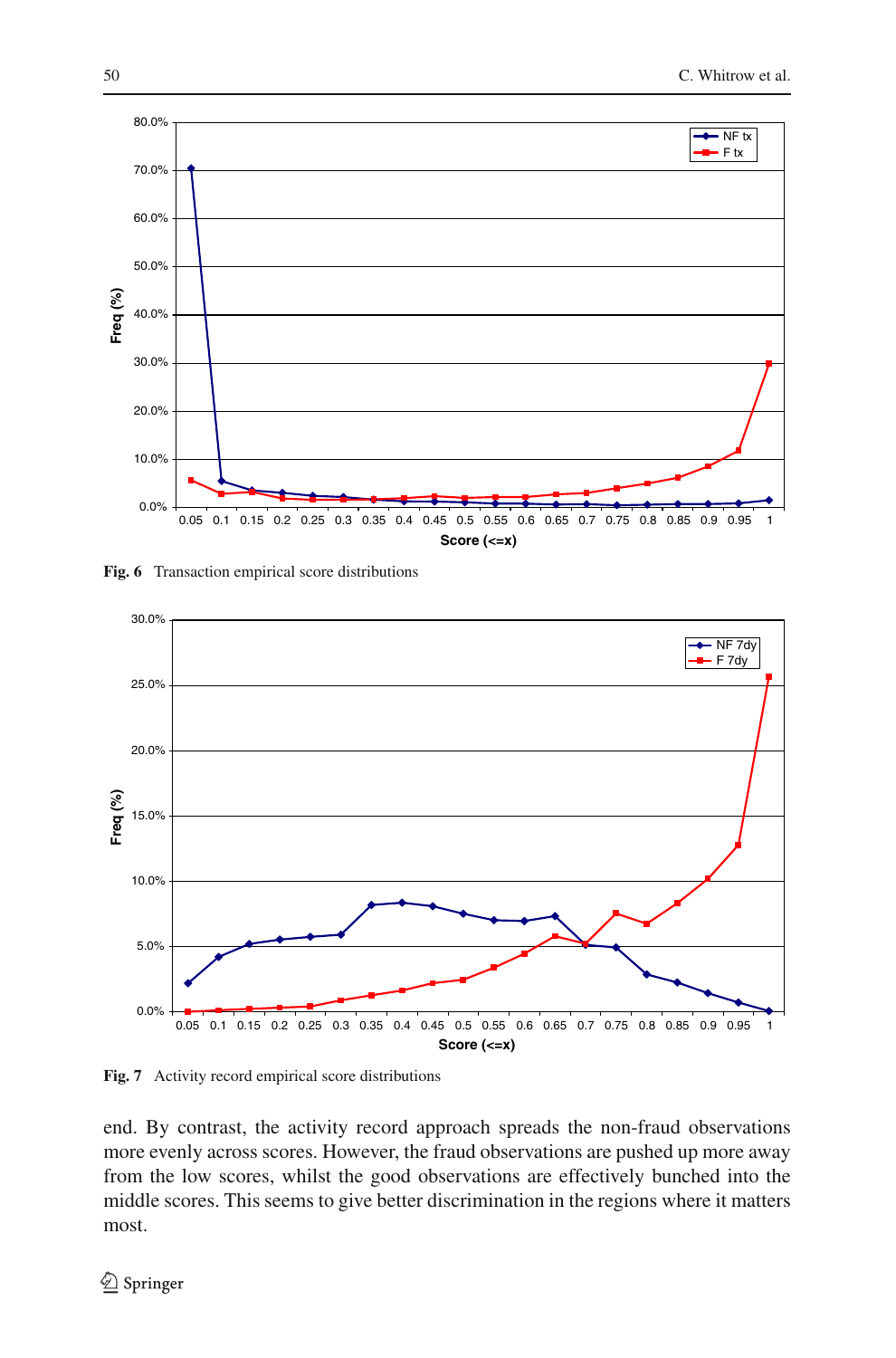Fig. 6 Transaction empirical score distributions

Fig. 7 Activity record empirical score distributions

end. By contrast, the activity record approach spreads the non-fraud observations more evenly across scores. However, the fraud observations are pushed up more away from the low scores, whilst the good observations are effectively bunched into the middle scores. This seems to give better discrimination in the regions where it matters most.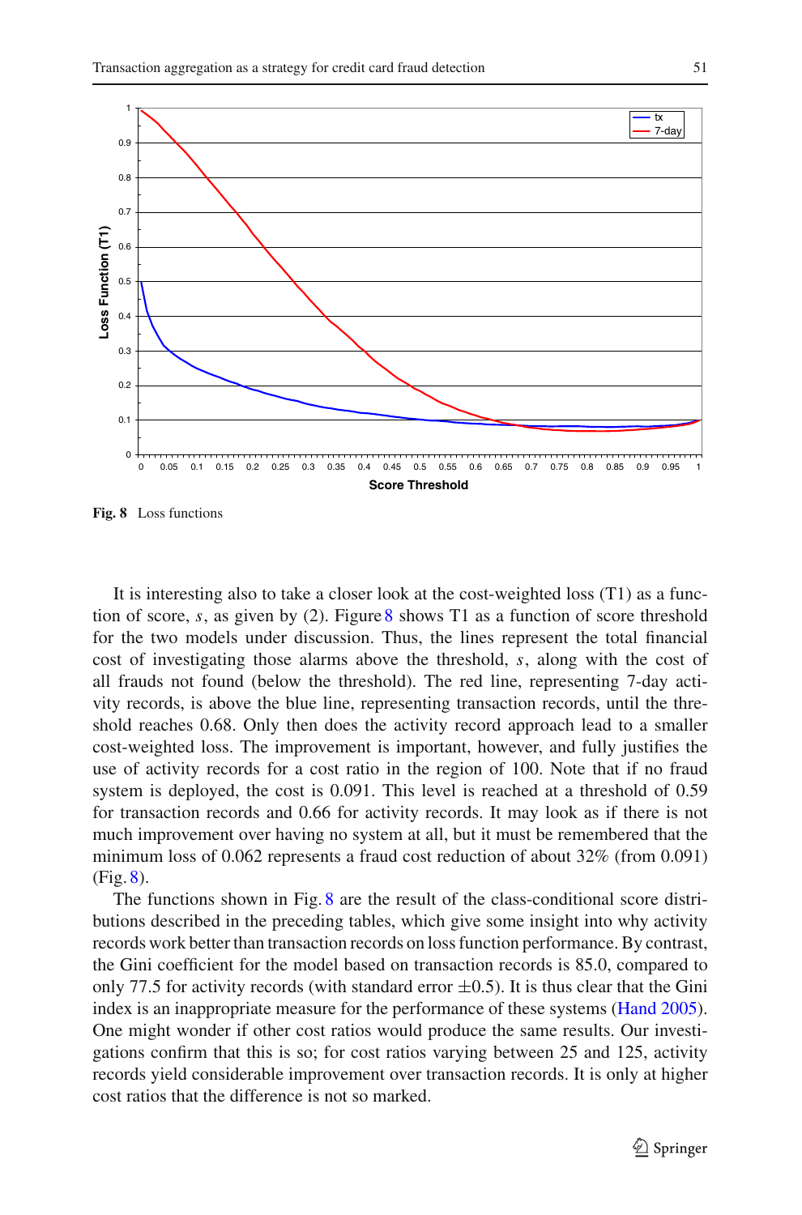Fig. 8 Loss functions

It is interesting also to take a closer look at the cost-weighted loss (T1) as a function of score, $s$, as given by (2). Figure 8 shows T1 as a function of score threshold for the two models under discussion. Thus, the lines represent the total financial cost of investigating those alarms above the threshold, $s$, along with the cost of all frauds not found (below the threshold). The red line, representing 7-day activity records, is above the blue line, representing transaction records, until the threshold reaches 0.68. Only then does the activity record approach lead to a smaller cost-weighted loss. The improvement is important, however, and fully justifies the use of activity records for a cost ratio in the region of 100. Note that if no fraud system is deployed, the cost is 0.091. This level is reached at a threshold of 0.59 for transaction records and 0.66 for activity records. It may look as if there is not much improvement over having no system at all, but it must be remembered that the minimum loss of 0.062 represents a fraud cost reduction of about 32% (from 0.091) (Fig. 8).

The functions shown in Fig. 8 are the result of the class-conditional score distributions described in the preceding tables, which give some insight into why activity records work better than transaction records on loss function performance. By contrast, the Gini coefficient for the model based on transaction records is 85.0, compared to only 77.5 for activity records (with standard error $\pm 0.5$). It is thus clear that the Gini index is an inappropriate measure for the performance of these systems (Hand 2005). One might wonder if other cost ratios would produce the same results. Our investigations confirm that this is so; for cost ratios varying between 25 and 125, activity records yield considerable improvement over transaction records. It is only at higher cost ratios that the difference is not so marked.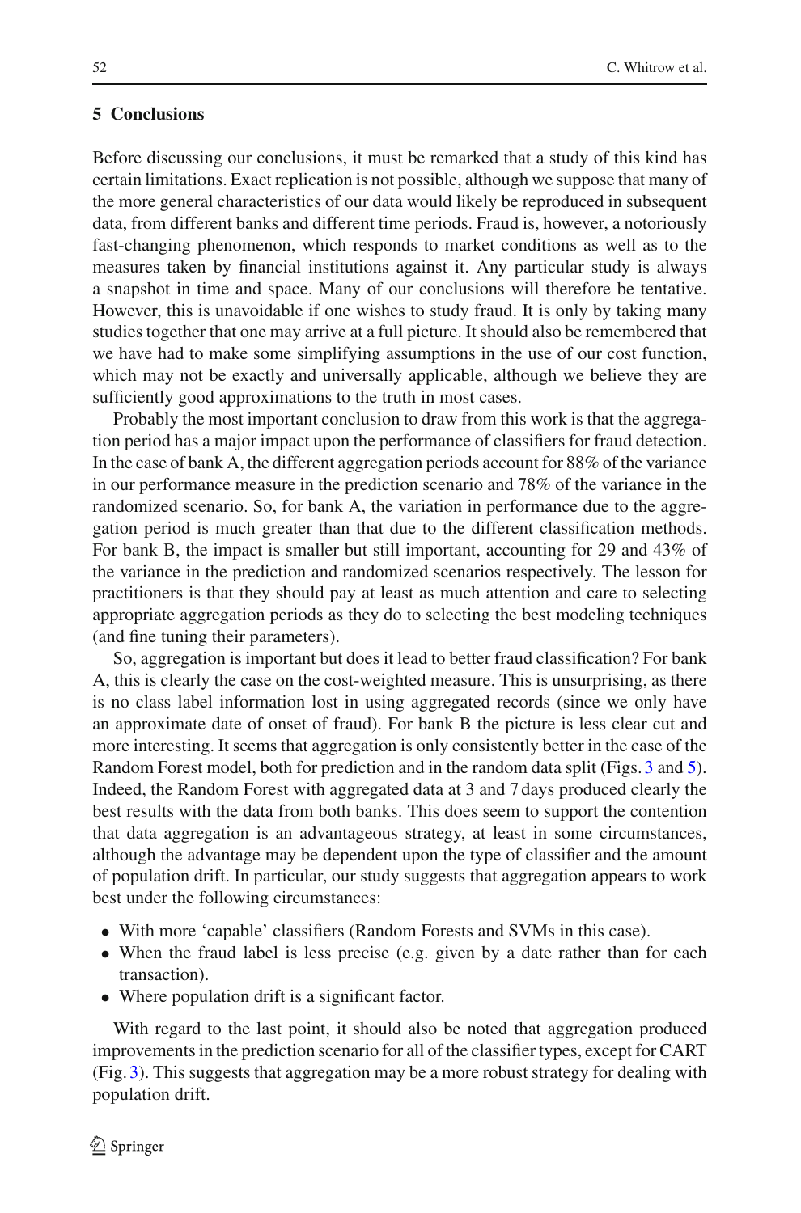## 5 Conclusions

Before discussing our conclusions, it must be remarked that a study of this kind has certain limitations. Exact replication is not possible, although we suppose that many of the more general characteristics of our data would likely be reproduced in subsequent data, from different banks and different time periods. Fraud is, however, a notoriously fast-changing phenomenon, which responds to market conditions as well as to the measures taken by financial institutions against it. Any particular study is always a snapshot in time and space. Many of our conclusions will therefore be tentative. However, this is unavoidable if one wishes to study fraud. It is only by taking many studies together that one may arrive at a full picture. It should also be remembered that we have had to make some simplifying assumptions in the use of our cost function, which may not be exactly and universally applicable, although we believe they are sufficiently good approximations to the truth in most cases.

Probably the most important conclusion to draw from this work is that the aggregation period has a major impact upon the performance of classifiers for fraud detection. In the case of bank A, the different aggregation periods account for 88% of the variance in our performance measure in the prediction scenario and 78% of the variance in the randomized scenario. So, for bank A, the variation in performance due to the aggregation period is much greater than that due to the different classification methods. For bank B, the impact is smaller but still important, accounting for 29 and 43% of the variance in the prediction and randomized scenarios respectively. The lesson for practitioners is that they should pay at least as much attention and care to selecting appropriate aggregation periods as they do to selecting the best modeling techniques (and fine tuning their parameters).

So, aggregation is important but does it lead to better fraud classification? For bank A, this is clearly the case on the cost-weighted measure. This is unsurprising, as there is no class label information lost in using aggregated records (since we only have an approximate date of onset of fraud). For bank B the picture is less clear cut and more interesting. It seems that aggregation is only consistently better in the case of the Random Forest model, both for prediction and in the random data split (Figs. 3 and 5). Indeed, the Random Forest with aggregated data at 3 and 7 days produced clearly the best results with the data from both banks. This does seem to support the contention that data aggregation is an advantageous strategy, at least in some circumstances, although the advantage may be dependent upon the type of classifier and the amount of population drift. In particular, our study suggests that aggregation appears to work best under the following circumstances:

- With more 'capable' classifiers (Random Forests and SVMs in this case).
- When the fraud label is less precise (e.g. given by a date rather than for each transaction).
- Where population drift is a significant factor.

With regard to the last point, it should also be noted that aggregation produced improvements in the prediction scenario for all of the classifier types, except for CART (Fig. 3). This suggests that aggregation may be a more robust strategy for dealing with population drift.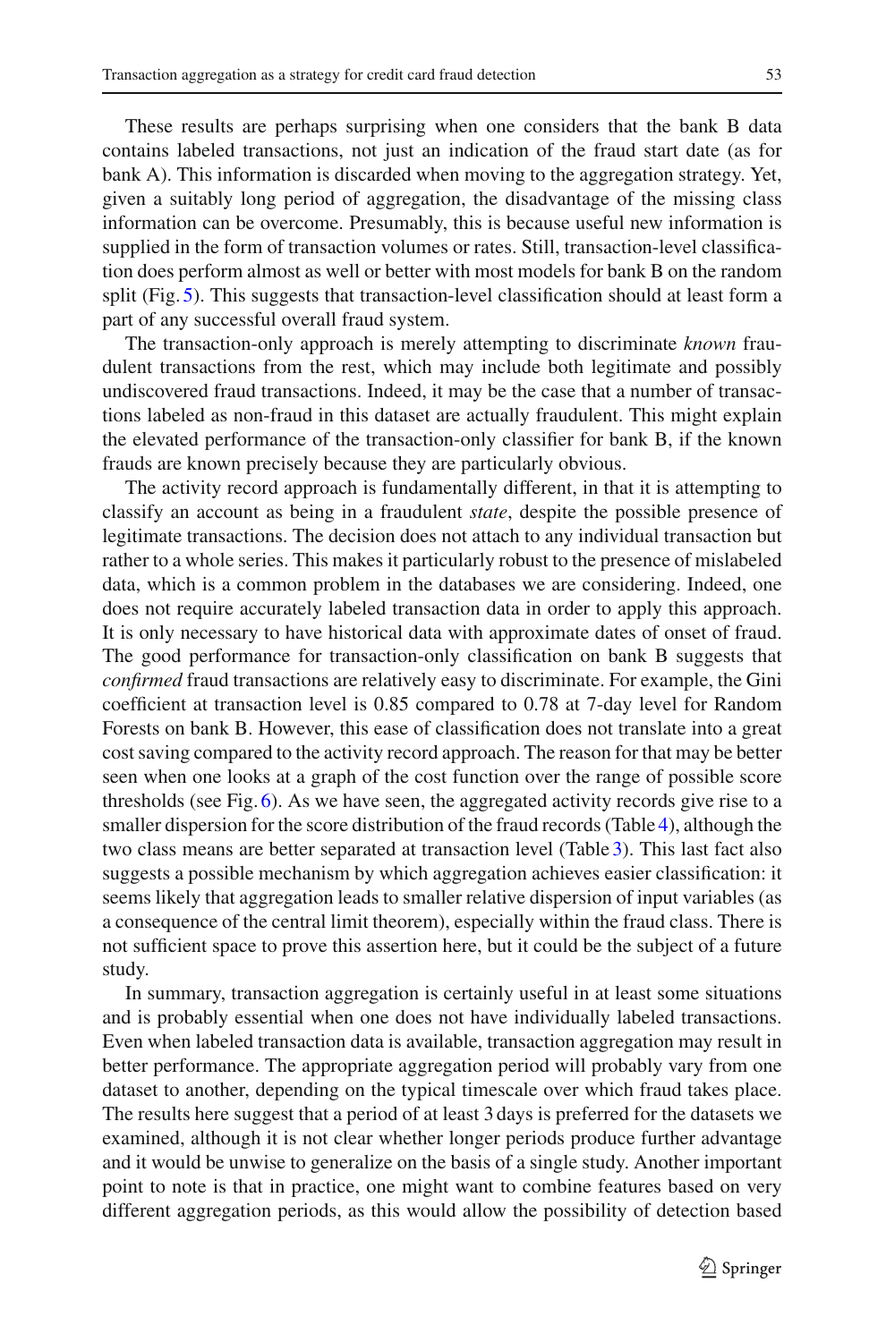These results are perhaps surprising when one considers that the bank B data contains labeled transactions, not just an indication of the fraud start date (as for bank A). This information is discarded when moving to the aggregation strategy. Yet, given a suitably long period of aggregation, the disadvantage of the missing class information can be overcome. Presumably, this is because useful new information is supplied in the form of transaction volumes or rates. Still, transaction-level classification does perform almost as well or better with most models for bank B on the random split (Fig. 5). This suggests that transaction-level classification should at least form a part of any successful overall fraud system.

The transaction-only approach is merely attempting to discriminate *known* fraudulent transactions from the rest, which may include both legitimate and possibly undiscovered fraud transactions. Indeed, it may be the case that a number of transactions labeled as non-fraud in this dataset are actually fraudulent. This might explain the elevated performance of the transaction-only classifier for bank B, if the known frauds are known precisely because they are particularly obvious.

The activity record approach is fundamentally different, in that it is attempting to classify an account as being in a fraudulent *state*, despite the possible presence of legitimate transactions. The decision does not attach to any individual transaction but rather to a whole series. This makes it particularly robust to the presence of mislabeled data, which is a common problem in the databases we are considering. Indeed, one does not require accurately labeled transaction data in order to apply this approach. It is only necessary to have historical data with approximate dates of onset of fraud. The good performance for transaction-only classification on bank B suggests that *confirmed* fraud transactions are relatively easy to discriminate. For example, the Gini coefficient at transaction level is 0.85 compared to 0.78 at 7-day level for Random Forests on bank B. However, this ease of classification does not translate into a great cost saving compared to the activity record approach. The reason for that may be better seen when one looks at a graph of the cost function over the range of possible score thresholds (see Fig. 6). As we have seen, the aggregated activity records give rise to a smaller dispersion for the score distribution of the fraud records (Table 4), although the two class means are better separated at transaction level (Table 3). This last fact also suggests a possible mechanism by which aggregation achieves easier classification: it seems likely that aggregation leads to smaller relative dispersion of input variables (as a consequence of the central limit theorem), especially within the fraud class. There is not sufficient space to prove this assertion here, but it could be the subject of a future study.

In summary, transaction aggregation is certainly useful in at least some situations and is probably essential when one does not have individually labeled transactions. Even when labeled transaction data is available, transaction aggregation may result in better performance. The appropriate aggregation period will probably vary from one dataset to another, depending on the typical timescale over which fraud takes place. The results here suggest that a period of at least 3 days is preferred for the datasets we examined, although it is not clear whether longer periods produce further advantage and it would be unwise to generalize on the basis of a single study. Another important point to note is that in practice, one might want to combine features based on very different aggregation periods, as this would allow the possibility of detection based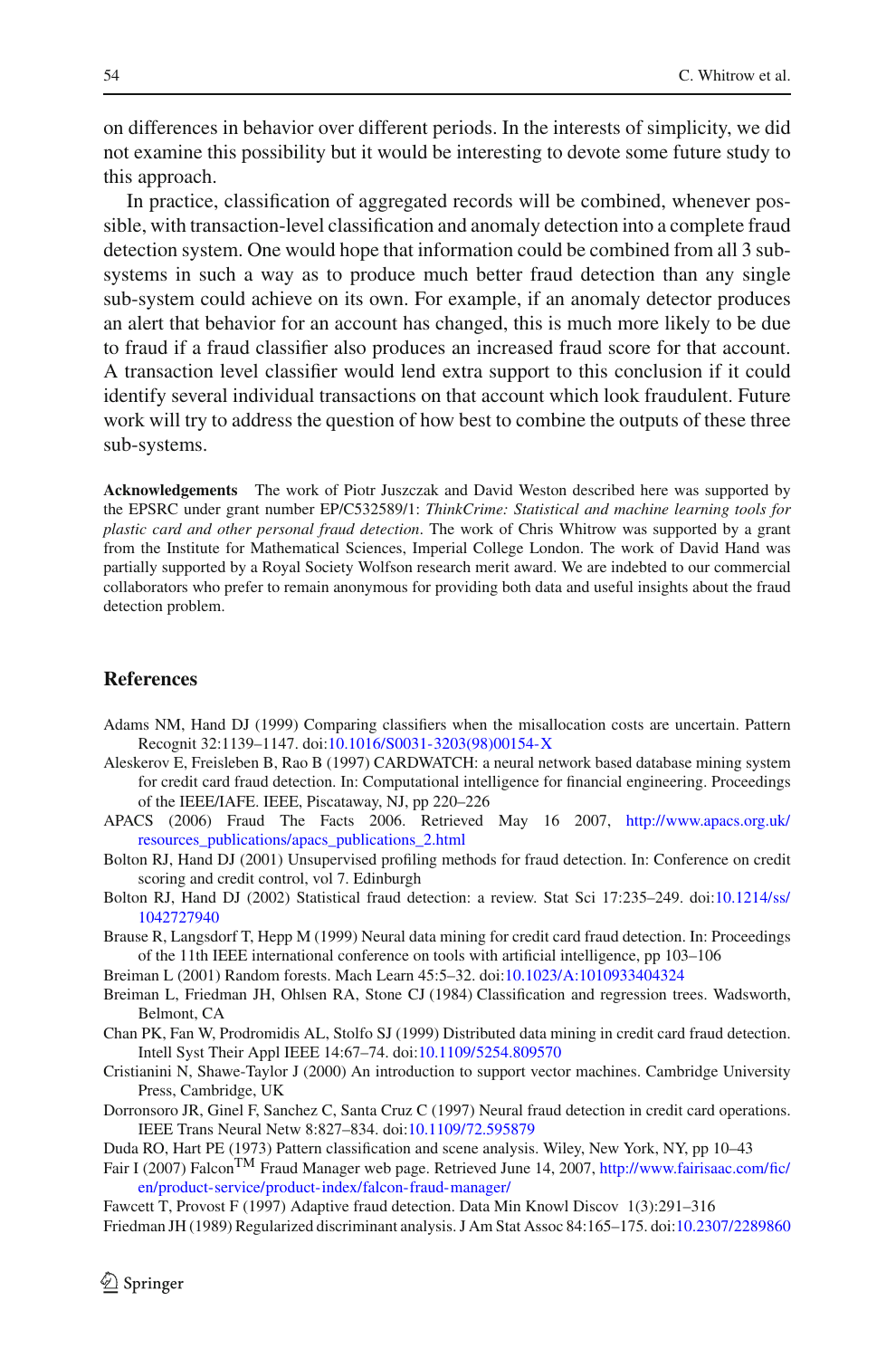on differences in behavior over different periods. In the interests of simplicity, we did not examine this possibility but it would be interesting to devote some future study to this approach.

In practice, classification of aggregated records will be combined, whenever possible, with transaction-level classification and anomaly detection into a complete fraud detection system. One would hope that information could be combined from all 3 subsystems in such a way as to produce much better fraud detection than any single sub-system could achieve on its own. For example, if an anomaly detector produces an alert that behavior for an account has changed, this is much more likely to be due to fraud if a fraud classifier also produces an increased fraud score for that account. A transaction level classifier would lend extra support to this conclusion if it could identify several individual transactions on that account which look fraudulent. Future work will try to address the question of how best to combine the outputs of these three sub-systems.

**Acknowledgements** The work of Piotr Juszczak and David Weston described here was supported by the EPSRC under grant number EP/C532589/1: *ThinkCrime: Statistical and machine learning tools for plastic card and other personal fraud detection*. The work of Chris Whitrow was supported by a grant from the Institute for Mathematical Sciences, Imperial College London. The work of David Hand was partially supported by a Royal Society Wolfson research merit award. We are indebted to our commercial collaborators who prefer to remain anonymous for providing both data and useful insights about the fraud detection problem.

## References

Adams NM, Hand DJ (1999) Comparing classifiers when the misallocation costs are uncertain. Pattern Recognit 32:1139–1147. doi:10.1016/S0031-3203(98)00154-X

Aleskerov E, Freisleben B, Rao B (1997) CARDWATCH: a neural network based database mining system for credit card fraud detection. In: Computational intelligence for financial engineering. Proceedings of the IEEE/IAFE. IEEE, Piscataway, NJ, pp 220–226

APACS (2006) Fraud The Facts 2006. Retrieved May 16 2007, http://www.apacs.org.uk/resources_publications/apacs_publications_2.html

Bolton RJ, Hand DJ (2001) Unsupervised profiling methods for fraud detection. In: Conference on credit scoring and credit control, vol 7. Edinburgh

Bolton RJ, Hand DJ (2002) Statistical fraud detection: a review. Stat Sci 17:235–249. doi:10.1214/ss/1042727940

Brause R, Langsdorf T, Hepp M (1999) Neural data mining for credit card fraud detection. In: Proceedings of the 11th IEEE international conference on tools with artificial intelligence, pp 103–106

Breiman L (2001) Random forests. Mach Learn 45:5–32. doi:10.1023/A:1010933404324

Breiman L, Friedman JH, Ohlsen RA, Stone CJ (1984) Classification and regression trees. Wadsworth, Belmont, CA

Chan PK, Fan W, Prodromidis AL, Stolfo SJ (1999) Distributed data mining in credit card fraud detection. Intell Syst Their Appl IEEE 14:67–74. doi:10.1109/5254.809570

Cristianini N, Shawe-Taylor J (2000) An introduction to support vector machines. Cambridge University Press, Cambridge, UK

Dorronsoro JR, Ginel F, Sanchez C, Santa Cruz C (1997) Neural fraud detection in credit card operations. IEEE Trans Neural Netw 8:827–834. doi:10.1109/72.595879

Duda RO, Hart PE (1973) Pattern classification and scene analysis. Wiley, New York, NY, pp 10–43

Fair I (2007) Falcon™ Fraud Manager web page. Retrieved June 14, 2007, http://www.fairisaac.com/fic/en/product-service/product-index/falcon-fraud-manager/

Fawcett T, Provost F (1997) Adaptive fraud detection. Data Min Knowl Discov 1(3):291–316

Friedman JH (1989) Regularized discriminant analysis. J Am Stat Assoc 84:165–175. doi:10.2307/2289860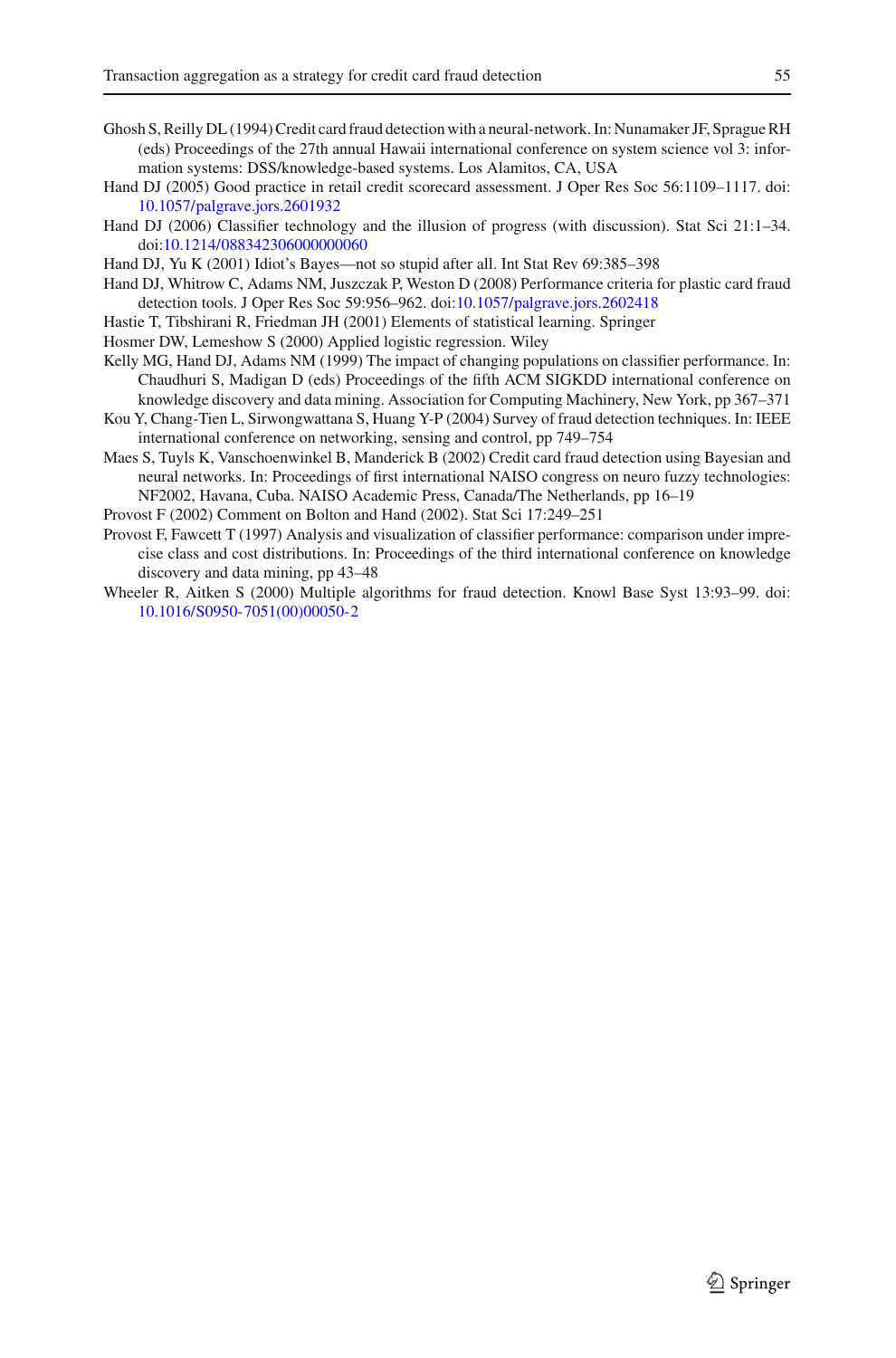Ghosh S, Reilly DL (1994) Credit card fraud detection with a neural-network. In: Nunamaker JF, Sprague RH (eds) Proceedings of the 27th annual Hawaii international conference on system science vol 3: information systems: DSS/knowledge-based systems. Los Alamitos, CA, USA

Hand DJ (2005) Good practice in retail credit scorecard assessment. J Oper Res Soc 56:1109–1117. doi: 10.1057/palgrave.jors.2601932

Hand DJ (2006) Classifier technology and the illusion of progress (with discussion). Stat Sci 21:1–34. doi:10.1214/088342306000000060

Hand DJ, Yu K (2001) Idiot's Bayes—not so stupid after all. Int Stat Rev 69:385–398

Hand DJ, Whitrow C, Adams NM, Juszczak P, Weston D (2008) Performance criteria for plastic card fraud detection tools. J Oper Res Soc 59:956–962. doi:10.1057/palgrave.jors.2602418

Hastie T, Tibshirani R, Friedman JH (2001) Elements of statistical learning. Springer

Hosmer DW, Lemeshow S (2000) Applied logistic regression. Wiley

Kelly MG, Hand DJ, Adams NM (1999) The impact of changing populations on classifier performance. In: Chaudhuri S, Madigan D (eds) Proceedings of the fifth ACM SIGKDD international conference on knowledge discovery and data mining. Association for Computing Machinery, New York, pp 367–371

Kou Y, Chang-Tien L, Sirwongwattana S, Huang Y-P (2004) Survey of fraud detection techniques. In: IEEE international conference on networking, sensing and control, pp 749–754

Maes S, Tuyls K, Vanschoenwinkel B, Manderick B (2002) Credit card fraud detection using Bayesian and neural networks. In: Proceedings of first international NAISO congress on neuro fuzzy technologies: NF2002, Havana, Cuba. NAISO Academic Press, Canada/The Netherlands, pp 16–19

Provost F (2002) Comment on Bolton and Hand (2002). Stat Sci 17:249–251

Provost F, Fawcett T (1997) Analysis and visualization of classifier performance: comparison under imprecise class and cost distributions. In: Proceedings of the third international conference on knowledge discovery and data mining, pp 43–48

Wheeler R, Aitken S (2000) Multiple algorithms for fraud detection. Knowl Base Syst 13:93–99. doi: 10.1016/S0950-7051(00)00050-2